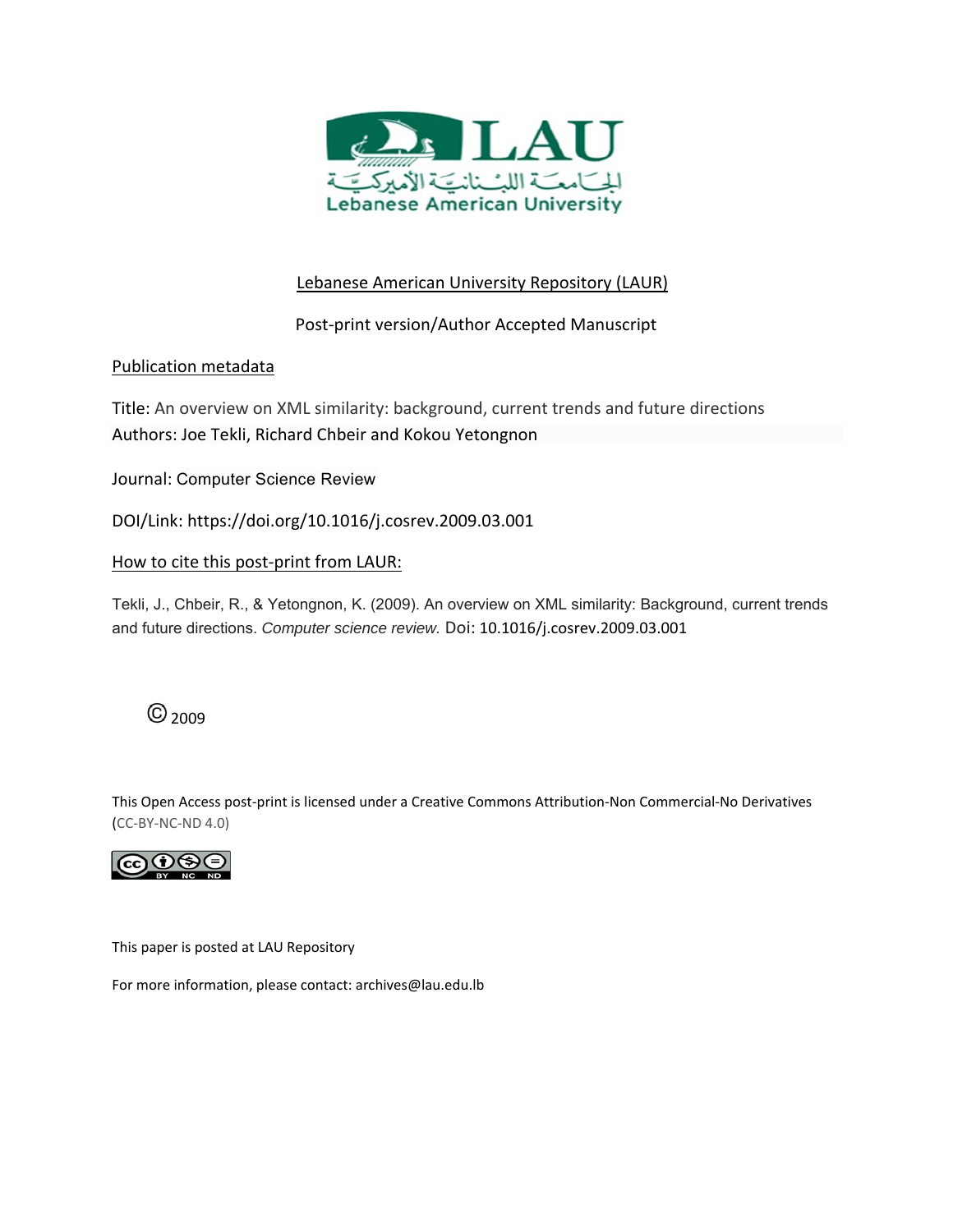Lebanese American University Repository (LAUR)

Post-print version/Author Accepted Manuscript

Publication metadata

Title: An overview on XML similarity: background, current trends and future directions

Authors: Joe Tekli, Richard Chbeir and Kokou Yetongnon

Journal: Computer Science Review

DOI/Link: https://doi.org/10.1016/j.cosrev.2009.03.001

How to cite this post-print from LAUR:

Tekli, J., Chbeir, R., & Yetongnon, K. (2009). An overview on XML similarity: Background, current trends and future directions. *Computer science review.* Doi: 10.1016/j.cosrev.2009.03.001

© 2009

This Open Access post-print is licensed under a Creative Commons Attribution-Non Commercial-No Derivatives (CC-BY-NC-ND 4.0)

This paper is posted at LAU Repository

For more information, please contact: archives@lau.edu.lb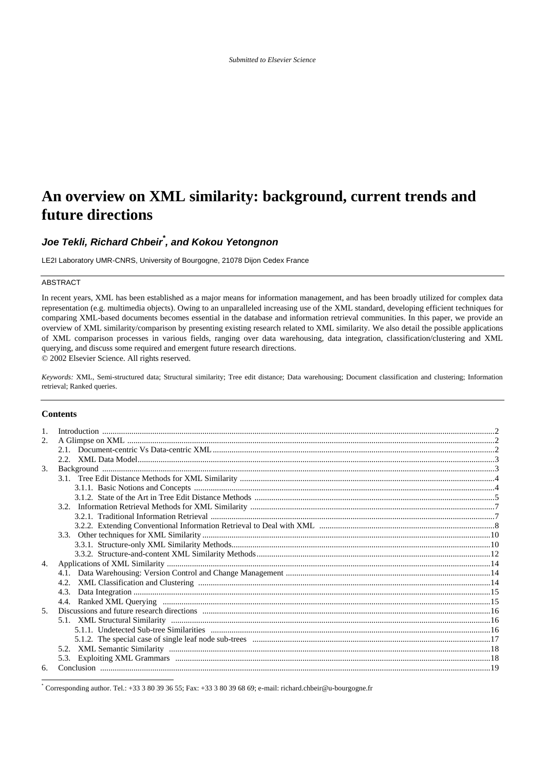# An overview on XML similarity: background, current trends and future directions

***Joe Tekli, Richard Chbeir*, and Kokou Yetongnon***

LE2I Laboratory UMR-CNRS, University of Bourgogne, 21078 Dijon Cedex France

---

ABSTRACT

In recent years, XML has been established as a major means for information management, and has been broadly utilized for complex data representation (e.g. multimedia objects). Owing to an unparalleled increasing use of the XML standard, developing efficient techniques for comparing XML-based documents becomes essential in the database and information retrieval communities. In this paper, we provide an overview of XML similarity/comparison by presenting existing research related to XML similarity. We also detail the possible applications of XML comparison processes in various fields, ranging over data warehousing, data integration, classification/clustering and XML querying, and discuss some required and emergent future research directions.

© 2002 Elsevier Science. All rights reserved.

*Keywords:* XML, Semi-structured data; Structural similarity; Tree edit distance; Data warehousing; Document classification and clustering; Information retrieval; Ranked queries.

---

**Contents**

1. Introduction ..... 2
2. A Glimpse on XML ..... 2
   - 2.1. Document-centric Vs Data-centric XML ..... 2
   - 2.2. XML Data Model ..... 3
3. Background ..... 3
   - 3.1. Tree Edit Distance Methods for XML Similarity ..... 4
     - 3.1.1. Basic Notions and Concepts ..... 4
     - 3.1.2. State of the Art in Tree Edit Distance Methods ..... 5
   - 3.2. Information Retrieval Methods for XML Similarity ..... 7
     - 3.2.1. Traditional Information Retrieval ..... 7
     - 3.2.2. Extending Conventional Information Retrieval to Deal with XML ..... 8
   - 3.3. Other techniques for XML Similarity ..... 10
     - 3.3.1. Structure-only XML Similarity Methods ..... 10
     - 3.3.2. Structure-and-content XML Similarity Methods ..... 12
4. Applications of XML Similarity ..... 14
   - 4.1. Data Warehousing: Version Control and Change Management ..... 14
   - 4.2. XML Classification and Clustering ..... 14
   - 4.3. Data Integration ..... 15
   - 4.4. Ranked XML Querying ..... 15
5. Discussions and future research directions ..... 16
   - 5.1. XML Structural Similarity ..... 16
     - 5.1.1. Undetected Sub-tree Similarities ..... 16
     - 5.1.2. The special case of single leaf node sub-trees ..... 17
   - 5.2. XML Semantic Similarity ..... 18
   - 5.3. Exploiting XML Grammars ..... 18
6. Conclusion ..... 19

---

\* Corresponding author. Tel.: +33 3 80 39 36 55; Fax: +33 3 80 39 68 69; e-mail: richard.chbeir@u-bourgogne.fr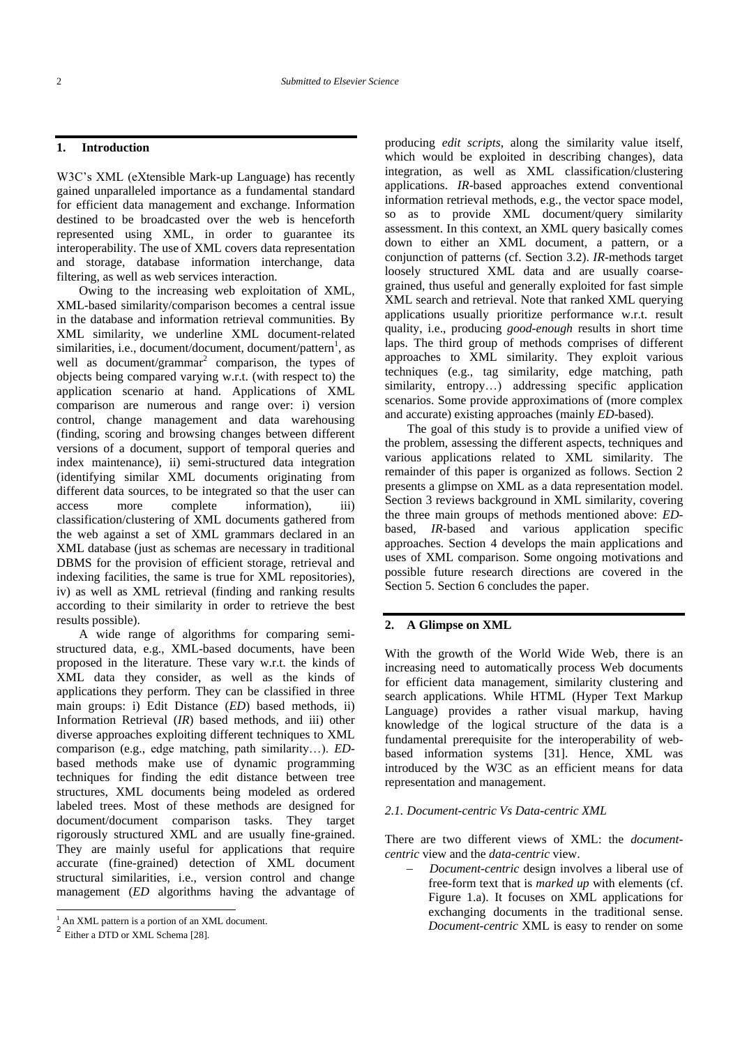## 1. Introduction

W3C's XML (eXtensible Mark-up Language) has recently gained unparalleled importance as a fundamental standard for efficient data management and exchange. Information destined to be broadcasted over the web is henceforth represented using XML, in order to guarantee its interoperability. The use of XML covers data representation and storage, database information interchange, data filtering, as well as web services interaction.

Owing to the increasing web exploitation of XML, XML-based similarity/comparison becomes a central issue in the database and information retrieval communities. By XML similarity, we underline XML document-related similarities, i.e., document/document, document/pattern[1], as well as document/grammar[2] comparison, the types of objects being compared varying w.r.t. (with respect to) the application scenario at hand. Applications of XML comparison are numerous and range over: i) version control, change management and data warehousing (finding, scoring and browsing changes between different versions of a document, support of temporal queries and index maintenance), ii) semi-structured data integration (identifying similar XML documents originating from different data sources, to be integrated so that the user can access more complete information), iii) classification/clustering of XML documents gathered from the web against a set of XML grammars declared in an XML database (just as schemas are necessary in traditional DBMS for the provision of efficient storage, retrieval and indexing facilities, the same is true for XML repositories), iv) as well as XML retrieval (finding and ranking results according to their similarity in order to retrieve the best results possible).

A wide range of algorithms for comparing semi-structured data, e.g., XML-based documents, have been proposed in the literature. These vary w.r.t. the kinds of XML data they consider, as well as the kinds of applications they perform. They can be classified in three main groups: i) Edit Distance (*ED*) based methods, ii) Information Retrieval (*IR*) based methods, and iii) other diverse approaches exploiting different techniques to XML comparison (e.g., edge matching, path similarity…). *ED*-based methods make use of dynamic programming techniques for finding the edit distance between tree structures, XML documents being modeled as ordered labeled trees. Most of these methods are designed for document/document comparison tasks. They target rigorously structured XML and are usually fine-grained. They are mainly useful for applications that require accurate (fine-grained) detection of XML document structural similarities, i.e., version control and change management (*ED* algorithms having the advantage of producing *edit scripts*, along the similarity value itself, which would be exploited in describing changes), data integration, as well as XML classification/clustering applications. *IR*-based approaches extend conventional information retrieval methods, e.g., the vector space model, so as to provide XML document/query similarity assessment. In this context, an XML query basically comes down to either an XML document, a pattern, or a conjunction of patterns (cf. Section 3.2). *IR*-methods target loosely structured XML data and are usually coarse-grained, thus useful and generally exploited for fast simple XML search and retrieval. Note that ranked XML querying applications usually prioritize performance w.r.t. result quality, i.e., producing *good-enough* results in short time laps. The third group of methods comprises of different approaches to XML similarity. They exploit various techniques (e.g., tag similarity, edge matching, path similarity, entropy…) addressing specific application scenarios. Some provide approximations of (more complex and accurate) existing approaches (mainly *ED*-based).

The goal of this study is to provide a unified view of the problem, assessing the different aspects, techniques and various applications related to XML similarity. The remainder of this paper is organized as follows. Section 2 presents a glimpse on XML as a data representation model. Section 3 reviews background in XML similarity, covering the three main groups of methods mentioned above: *ED*-based, *IR*-based and various application specific approaches. Section 4 develops the main applications and uses of XML comparison. Some ongoing motivations and possible future research directions are covered in the Section 5. Section 6 concludes the paper.

## 2. A Glimpse on XML

With the growth of the World Wide Web, there is an increasing need to automatically process Web documents for efficient data management, similarity clustering and search applications. While HTML (Hyper Text Markup Language) provides a rather visual markup, having knowledge of the logical structure of the data is a fundamental prerequisite for the interoperability of web-based information systems [31]. Hence, XML was introduced by the W3C as an efficient means for data representation and management.

### *2.1. Document-centric Vs Data-centric XML*

There are two different views of XML: the *document-centric* view and the *data-centric* view.

- *Document-centric* design involves a liberal use of free-form text that is *marked up* with elements (cf. Figure 1.a). It focuses on XML applications for exchanging documents in the traditional sense. *Document-centric* XML is easy to render on some

[1] An XML pattern is a portion of an XML document.

[2] Either a DTD or XML Schema [28].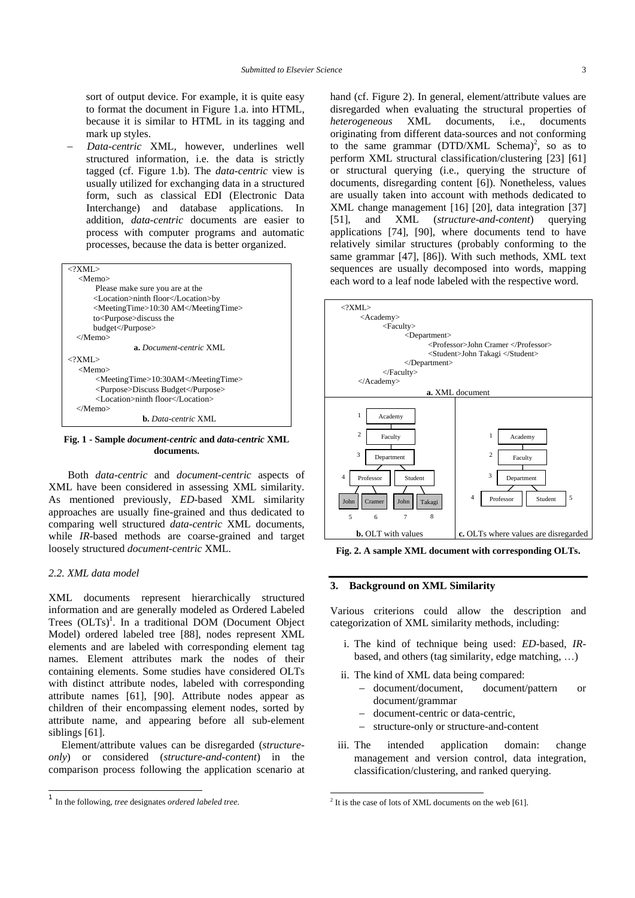sort of output device. For example, it is quite easy to format the document in Figure 1.a. into HTML, because it is similar to HTML in its tagging and mark up styles.

– *Data-centric* XML, however, underlines well structured information, i.e. the data is strictly tagged (cf. Figure 1.b). The *data-centric* view is usually utilized for exchanging data in a structured form, such as classical EDI (Electronic Data Interchange) and database applications. In addition, *data-centric* documents are easier to process with computer programs and automatic processes, because the data is better organized.

```
<?XML>
  <Memo>
      Please make sure you are at the
     <Location>ninth floor</Location>by
     <MeetingTime>10:30 AM</MeetingTime>
     to<Purpose>discuss the
     budget</Purpose>
  </Memo>
```

**a.** *Document-centric* XML

```
<?XML>
  <Memo>
     <MeetingTime>10:30AM</MeetingTime>
     <Purpose>Discuss Budget</Purpose>
     <Location>ninth floor</Location>
  </Memo>
```

**b.** *Data-centric* XML

**Fig. 1 - Sample *document-centric* and *data-centric* XML documents.**

Both *data-centric* and *document-centric* aspects of XML have been considered in assessing XML similarity. As mentioned previously, *ED*-based XML similarity approaches are usually fine-grained and thus dedicated to comparing well structured *data-centric* XML documents, while *IR*-based methods are coarse-grained and target loosely structured *document-centric* XML.

### 2.2. XML data model

XML documents represent hierarchically structured information and are generally modeled as Ordered Labeled Trees (OLTs)[1]. In a traditional DOM (Document Object Model) ordered labeled tree [88], nodes represent XML elements and are labeled with corresponding element tag names. Element attributes mark the nodes of their containing elements. Some studies have considered OLTs with distinct attribute nodes, labeled with corresponding attribute names [61], [90]. Attribute nodes appear as children of their encompassing element nodes, sorted by attribute name, and appearing before all sub-element siblings [61].

Element/attribute values can be disregarded (*structure-only*) or considered (*structure-and-content*) in the comparison process following the application scenario at hand (cf. Figure 2). In general, element/attribute values are disregarded when evaluating the structural properties of *heterogeneous* XML documents, i.e., documents originating from different data-sources and not conforming to the same grammar (DTD/XML Schema)[2], so as to perform XML structural classification/clustering [23] [61] or structural querying (i.e., querying the structure of documents, disregarding content [6]). Nonetheless, values are usually taken into account with methods dedicated to XML change management [16] [20], data integration [37] [51], and XML (*structure-and-content*) querying applications [74], [90], where documents tend to have relatively similar structures (probably conforming to the same grammar [47], [86]). With such methods, XML text sequences are usually decomposed into words, mapping each word to a leaf node labeled with the respective word.

```
<?XML>
    <Academy>
        <Faculty>
            <Department>
                <Professor>John Cramer </Professor>
                <Student>John Takagi </Student>
            </Department>
        </Faculty>
    </Academy>
```

**a.** XML document

**b.** OLT with values — **c.** OLTs where values are disregarded

**Fig. 2. A sample XML document with corresponding OLTs.**

## 3. Background on XML Similarity

Various criterions could allow the description and categorization of XML similarity methods, including:

i. The kind of technique being used: *ED*-based, *IR*-based, and others (tag similarity, edge matching, …)

ii. The kind of XML data being compared:
   - document/document, document/pattern or document/grammar
   - document-centric or data-centric,
   - structure-only or structure-and-content

iii. The intended application domain: change management and version control, data integration, classification/clustering, and ranked querying.

---

[1] In the following, *tree* designates *ordered labeled tree*.

[2] It is the case of lots of XML documents on the web [61].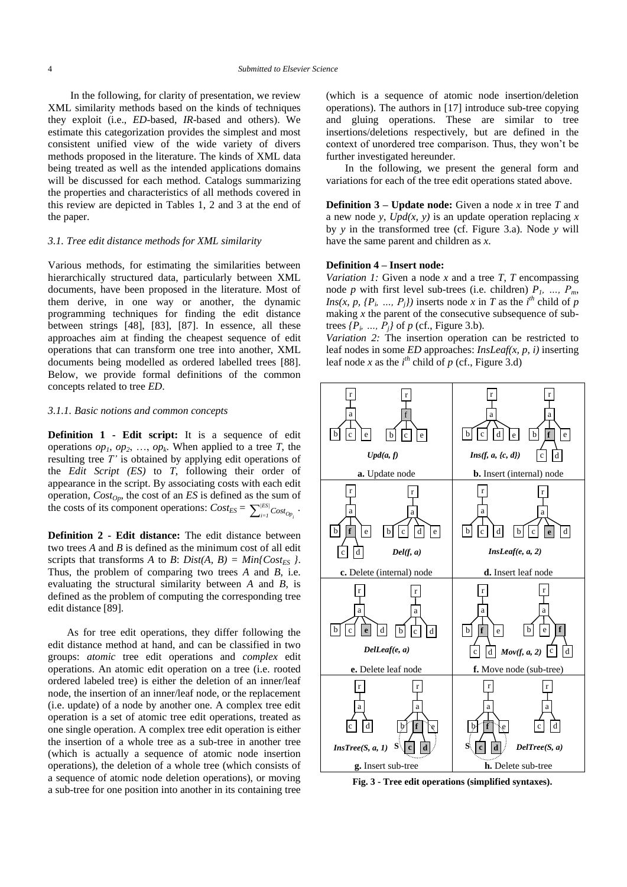In the following, for clarity of presentation, we review XML similarity methods based on the kinds of techniques they exploit (i.e., *ED*-based, *IR*-based and others). We estimate this categorization provides the simplest and most consistent unified view of the wide variety of divers methods proposed in the literature. The kinds of XML data being treated as well as the intended applications domains will be discussed for each method. Catalogs summarizing the properties and characteristics of all methods covered in this review are depicted in Tables 1, 2 and 3 at the end of the paper.

### *3.1. Tree edit distance methods for XML similarity*

Various methods, for estimating the similarities between hierarchically structured data, particularly between XML documents, have been proposed in the literature. Most of them derive, in one way or another, the dynamic programming techniques for finding the edit distance between strings [48], [83], [87]. In essence, all these approaches aim at finding the cheapest sequence of edit operations that can transform one tree into another, XML documents being modelled as ordered labelled trees [88]. Below, we provide formal definitions of the common concepts related to tree *ED*.

#### *3.1.1. Basic notions and common concepts*

**Definition 1 - Edit script:** It is a sequence of edit operations $op_1, op_2, \ldots, op_k$. When applied to a tree *T*, the resulting tree *T'* is obtained by applying edit operations of the *Edit Script (ES)* to *T*, following their order of appearance in the script. By associating costs with each edit operation, $Cost_{Op}$, the cost of an *ES* is defined as the sum of the costs of its component operations: $Cost_{ES} = \sum_{i=1}^{|ES|} Cost_{Op_i}$.

**Definition 2 - Edit distance:** The edit distance between two trees *A* and *B* is defined as the minimum cost of all edit scripts that transforms *A* to *B*: $Dist(A, B) = Min\{Cost_{ES}\}$. Thus, the problem of comparing two trees *A* and *B*, i.e. evaluating the structural similarity between *A* and *B*, is defined as the problem of computing the corresponding tree edit distance [89].

As for tree edit operations, they differ following the edit distance method at hand, and can be classified in two groups: *atomic* tree edit operations and *complex* edit operations. An atomic edit operation on a tree (i.e. rooted ordered labeled tree) is either the deletion of an inner/leaf node, the insertion of an inner/leaf node, or the replacement (i.e. update) of a node by another one. A complex tree edit operation is a set of atomic tree edit operations, treated as one single operation. A complex tree edit operation is either the insertion of a whole tree as a sub-tree in another tree (which is actually a sequence of atomic node insertion operations), the deletion of a whole tree (which consists of a sequence of atomic node deletion operations), or moving a sub-tree for one position into another in its containing tree (which is a sequence of atomic node insertion/deletion operations). The authors in [17] introduce sub-tree copying and gluing operations. These are similar to tree insertions/deletions respectively, but are defined in the context of unordered tree comparison. Thus, they won't be further investigated hereunder.

In the following, we present the general form and variations for each of the tree edit operations stated above.

**Definition 3 – Update node:** Given a node *x* in tree *T* and a new node *y*, *Upd(x, y)* is an update operation replacing *x* by *y* in the transformed tree (cf. Figure 3.a). Node *y* will have the same parent and children as *x*.

**Definition 4 – Insert node:**
*Variation 1:* Given a node *x* and a tree *T*, *T* encompassing node *p* with first level sub-trees (i.e. children) $P_1, \ldots, P_m$, $Ins(x, p, \{P_i, \ldots, P_j\})$ inserts node *x* in *T* as the $i^{th}$ child of *p* making *x* the parent of the consecutive subsequence of sub-trees $\{P_i, \ldots, P_j\}$ of *p* (cf., Figure 3.b).
*Variation 2:* The insertion operation can be restricted to leaf nodes in some *ED* approaches: *InsLeaf(x, p, i)* inserting leaf node *x* as the $i^{th}$ child of *p* (cf., Figure 3.d)

| *Upd(a, f)* | *Ins(f, a, {c, d})* |
|---|---|
| **a.** Update node | **b.** Insert (internal) node |
| *Del(f, a)* | *InsLeaf(e, a, 2)* |
| **c.** Delete (internal) node | **d.** Insert leaf node |
| *DelLeaf(e, a)* | *Mov(f, a, 2)* |
| **e.** Delete leaf node | **f.** Move node (sub-tree) |
| *InsTree(S, a, 1)* | *DelTree(S, a)* |
| **g.** Insert sub-tree | **h.** Delete sub-tree |

**Fig. 3 - Tree edit operations (simplified syntaxes).**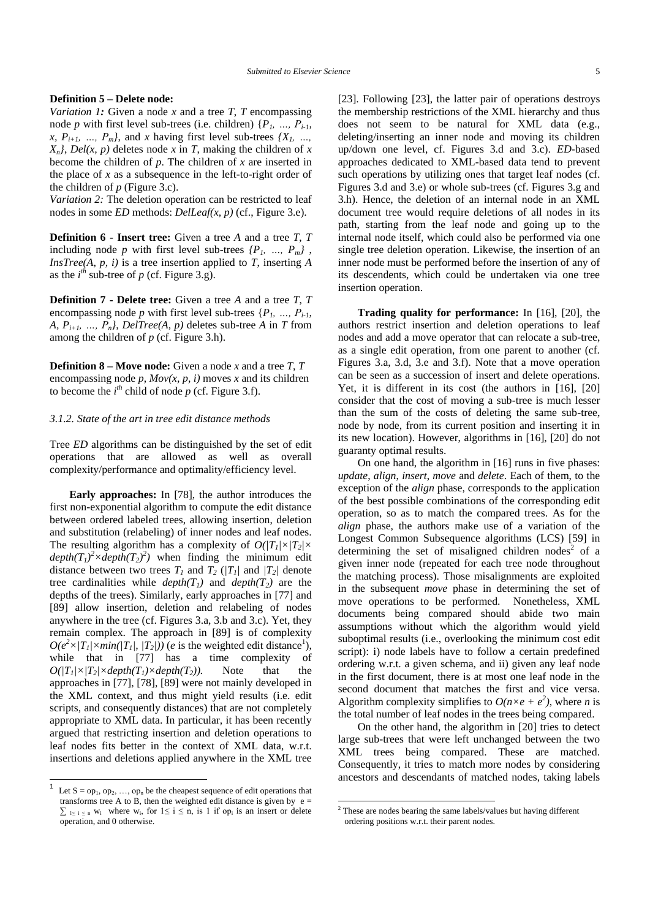**Definition 5 – Delete node:**

*Variation 1:* Given a node $x$ and a tree $T$, $T$ encompassing node $p$ with first level sub-trees (i.e. children) $\{P_1, \ldots, P_{i-1}, x, P_{i+1}, \ldots, P_m\}$, and $x$ having first level sub-trees $\{X_1, \ldots, X_n\}$, $Del(x, p)$ deletes node $x$ in $T$, making the children of $x$ become the children of $p$. The children of $x$ are inserted in the place of $x$ as a subsequence in the left-to-right order of the children of $p$ (Figure 3.c).

*Variation 2:* The deletion operation can be restricted to leaf nodes in some *ED* methods: $DelLeaf(x, p)$ (cf., Figure 3.e).

**Definition 6 - Insert tree:** Given a tree $A$ and a tree $T$, $T$ including node $p$ with first level sub-trees $\{P_1, \ldots, P_m\}$, $InsTree(A, p, i)$ is a tree insertion applied to $T$, inserting $A$ as the $i^{th}$ sub-tree of $p$ (cf. Figure 3.g).

**Definition 7 - Delete tree:** Given a tree $A$ and a tree $T$, $T$ encompassing node $p$ with first level sub-trees $\{P_1, \ldots, P_{i-1}, A, P_{i+1}, \ldots, P_n\}$, $DelTree(A, p)$ deletes sub-tree $A$ in $T$ from among the children of $p$ (cf. Figure 3.h).

**Definition 8 – Move node:** Given a node $x$ and a tree $T$, $T$ encompassing node $p$, $Mov(x, p, i)$ moves $x$ and its children to become the $i^{th}$ child of node $p$ (cf. Figure 3.f).

### *3.1.2. State of the art in tree edit distance methods*

Tree *ED* algorithms can be distinguished by the set of edit operations that are allowed as well as overall complexity/performance and optimality/efficiency level.

**Early approaches:** In [78], the author introduces the first non-exponential algorithm to compute the edit distance between ordered labeled trees, allowing insertion, deletion and substitution (relabeling) of inner nodes and leaf nodes. The resulting algorithm has a complexity of $O(|T_1| \times |T_2| \times depth(T_1)^2 \times depth(T_2)^2)$ when finding the minimum edit distance between two trees $T_1$ and $T_2$ ($|T_1|$ and $|T_2|$ denote tree cardinalities while $depth(T_1)$ and $depth(T_2)$ are the depths of the trees). Similarly, early approaches in [77] and [89] allow insertion, deletion and relabeling of nodes anywhere in the tree (cf. Figures 3.a, 3.b and 3.c). Yet, they remain complex. The approach in [89] is of complexity $O(e^2 \times |T_1| \times min(|T_1|, |T_2|))$ ($e$ is the weighted edit distance[1]), while that in [77] has a time complexity of $O(|T_1| \times |T_2| \times depth(T_1) \times depth(T_2))$. Note that the approaches in [77], [78], [89] were not mainly developed in the XML context, and thus might yield results (i.e. edit scripts, and consequently distances) that are not completely appropriate to XML data. In particular, it has been recently argued that restricting insertion and deletion operations to leaf nodes fits better in the context of XML data, w.r.t. insertions and deletions applied anywhere in the XML tree [23]. Following [23], the latter pair of operations destroys the membership restrictions of the XML hierarchy and thus does not seem to be natural for XML data (e.g., deleting/inserting an inner node and moving its children up/down one level, cf. Figures 3.d and 3.c). *ED*-based approaches dedicated to XML-based data tend to prevent such operations by utilizing ones that target leaf nodes (cf. Figures 3.d and 3.e) or whole sub-trees (cf. Figures 3.g and 3.h). Hence, the deletion of an internal node in an XML document tree would require deletions of all nodes in its path, starting from the leaf node and going up to the internal node itself, which could also be performed via one single tree deletion operation. Likewise, the insertion of an inner node must be performed before the insertion of any of its descendents, which could be undertaken via one tree insertion operation.

**Trading quality for performance:** In [16], [20], the authors restrict insertion and deletion operations to leaf nodes and add a move operator that can relocate a sub-tree, as a single edit operation, from one parent to another (cf. Figures 3.a, 3.d, 3.e and 3.f). Note that a move operation can be seen as a succession of insert and delete operations. Yet, it is different in its cost (the authors in [16], [20] consider that the cost of moving a sub-tree is much lesser than the sum of the costs of deleting the same sub-tree, node by node, from its current position and inserting it in its new location). However, algorithms in [16], [20] do not guaranty optimal results.

On one hand, the algorithm in [16] runs in five phases: *update*, *align*, *insert*, *move* and *delete*. Each of them, to the exception of the *align* phase, corresponds to the application of the best possible combinations of the corresponding edit operation, so as to match the compared trees. As for the *align* phase, the authors make use of a variation of the Longest Common Subsequence algorithms (LCS) [59] in determining the set of misaligned children nodes[2] of a given inner node (repeated for each tree node throughout the matching process). Those misalignments are exploited in the subsequent *move* phase in determining the set of move operations to be performed. Nonetheless, XML documents being compared should abide two main assumptions without which the algorithm would yield suboptimal results (i.e., overlooking the minimum cost edit script): i) node labels have to follow a certain predefined ordering w.r.t. a given schema, and ii) given any leaf node in the first document, there is at most one leaf node in the second document that matches the first and vice versa. Algorithm complexity simplifies to $O(n \times e + e^2)$, where $n$ is the total number of leaf nodes in the trees being compared.

On the other hand, the algorithm in [20] tries to detect large sub-trees that were left unchanged between the two XML trees being compared. These are matched. Consequently, it tries to match more nodes by considering ancestors and descendants of matched nodes, taking labels

---

[1] Let $S = op_1, op_2, \ldots, op_n$ be the cheapest sequence of edit operations that transforms tree A to B, then the weighted edit distance is given by $e = \sum_{1 \leq i \leq n} w_i$ where $w_i$, for $1 \leq i \leq n$, is 1 if $op_i$ is an insert or delete operation, and 0 otherwise.

[2] These are nodes bearing the same labels/values but having different ordering positions w.r.t. their parent nodes.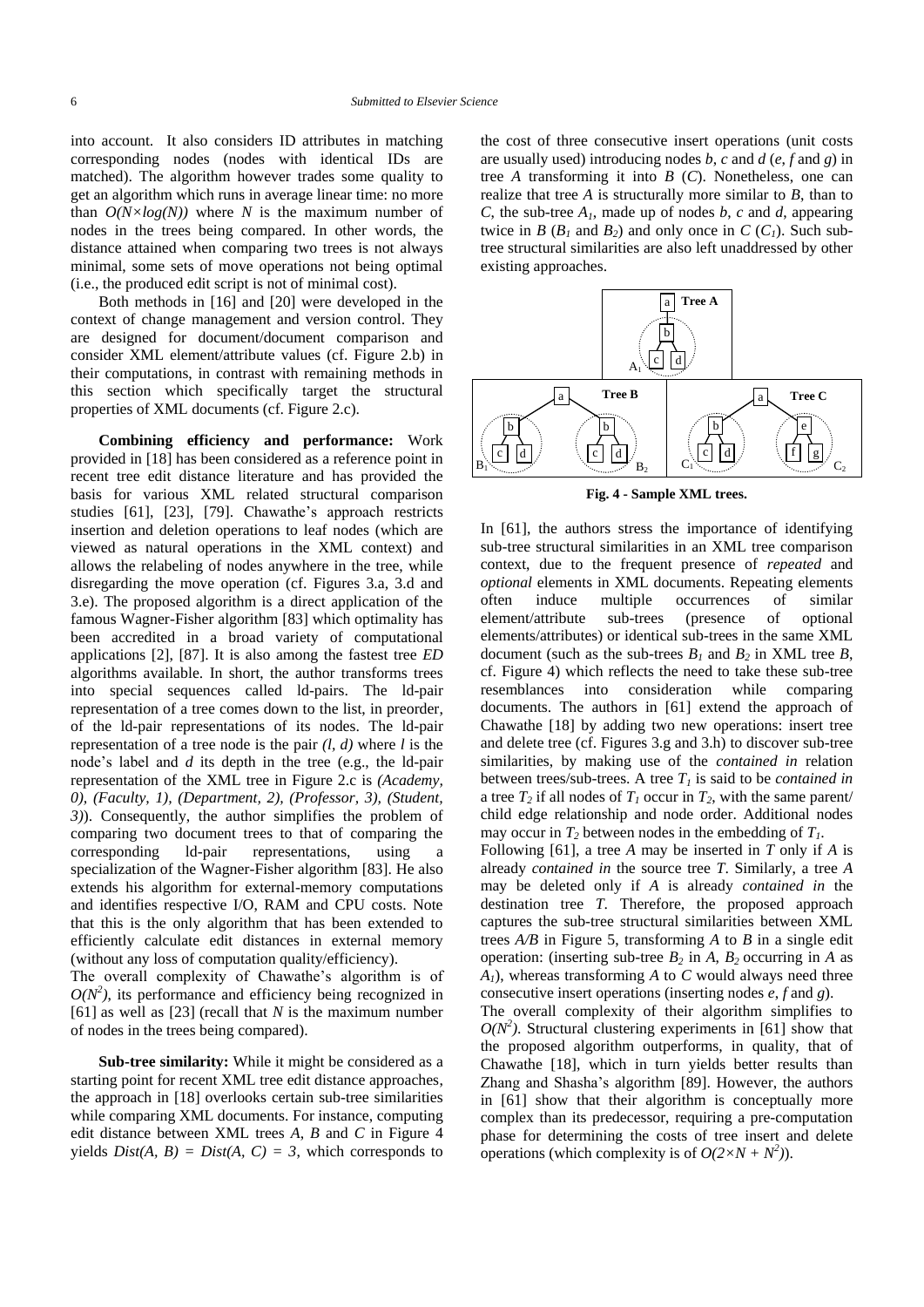into account. It also considers ID attributes in matching corresponding nodes (nodes with identical IDs are matched). The algorithm however trades some quality to get an algorithm which runs in average linear time: no more than $O(N \times log(N))$ where $N$ is the maximum number of nodes in the trees being compared. In other words, the distance attained when comparing two trees is not always minimal, some sets of move operations not being optimal (i.e., the produced edit script is not of minimal cost).

Both methods in [16] and [20] were developed in the context of change management and version control. They are designed for document/document comparison and consider XML element/attribute values (cf. Figure 2.b) in their computations, in contrast with remaining methods in this section which specifically target the structural properties of XML documents (cf. Figure 2.c).

**Combining efficiency and performance:** Work provided in [18] has been considered as a reference point in recent tree edit distance literature and has provided the basis for various XML related structural comparison studies [61], [23], [79]. Chawathe's approach restricts insertion and deletion operations to leaf nodes (which are viewed as natural operations in the XML context) and allows the relabeling of nodes anywhere in the tree, while disregarding the move operation (cf. Figures 3.a, 3.d and 3.e). The proposed algorithm is a direct application of the famous Wagner-Fisher algorithm [83] which optimality has been accredited in a broad variety of computational applications [2], [87]. It is also among the fastest tree *ED* algorithms available. In short, the author transforms trees into special sequences called ld-pairs. The ld-pair representation of a tree comes down to the list, in preorder, of the ld-pair representations of its nodes. The ld-pair representation of a tree node is the pair *(l, d)* where *l* is the node's label and *d* its depth in the tree (e.g., the ld-pair representation of the XML tree in Figure 2.c is *(Academy, 0), (Faculty, 1), (Department, 2), (Professor, 3), (Student, 3)*). Consequently, the author simplifies the problem of comparing two document trees to that of comparing the corresponding ld-pair representations, using a specialization of the Wagner-Fisher algorithm [83]. He also extends his algorithm for external-memory computations and identifies respective I/O, RAM and CPU costs. Note that this is the only algorithm that has been extended to efficiently calculate edit distances in external memory (without any loss of computation quality/efficiency).

The overall complexity of Chawathe's algorithm is of $O(N^2)$, its performance and efficiency being recognized in [61] as well as [23] (recall that $N$ is the maximum number of nodes in the trees being compared).

**Sub-tree similarity:** While it might be considered as a starting point for recent XML tree edit distance approaches, the approach in [18] overlooks certain sub-tree similarities while comparing XML documents. For instance, computing edit distance between XML trees *A*, *B* and *C* in Figure 4 yields $Dist(A, B) = Dist(A, C) = 3$, which corresponds to the cost of three consecutive insert operations (unit costs are usually used) introducing nodes *b*, *c* and *d* (*e*, *f* and *g*) in tree *A* transforming it into *B* (*C*). Nonetheless, one can realize that tree *A* is structurally more similar to *B*, than to *C*, the sub-tree $A_1$, made up of nodes *b*, *c* and *d*, appearing twice in *B* ($B_1$ and $B_2$) and only once in *C* ($C_1$). Such sub-tree structural similarities are also left unaddressed by other existing approaches.

**Fig. 4 - Sample XML trees.**

In [61], the authors stress the importance of identifying sub-tree structural similarities in an XML tree comparison context, due to the frequent presence of *repeated* and *optional* elements in XML documents. Repeating elements often induce multiple occurrences of similar element/attribute sub-trees (presence of optional elements/attributes) or identical sub-trees in the same XML document (such as the sub-trees $B_1$ and $B_2$ in XML tree *B*, cf. Figure 4) which reflects the need to take these sub-tree resemblances into consideration while comparing documents. The authors in [61] extend the approach of Chawathe [18] by adding two new operations: insert tree and delete tree (cf. Figures 3.g and 3.h) to discover sub-tree similarities, by making use of the *contained in* relation between trees/sub-trees. A tree $T_1$ is said to be *contained in* a tree $T_2$ if all nodes of $T_1$ occur in $T_2$, with the same parent/child edge relationship and node order. Additional nodes may occur in $T_2$ between nodes in the embedding of $T_1$.

Following [61], a tree *A* may be inserted in *T* only if *A* is already *contained in* the source tree *T*. Similarly, a tree *A* may be deleted only if *A* is already *contained in* the destination tree *T*. Therefore, the proposed approach captures the sub-tree structural similarities between XML trees *A/B* in Figure 5, transforming *A* to *B* in a single edit operation: (inserting sub-tree $B_2$ in *A*, $B_2$ occurring in *A* as $A_1$), whereas transforming *A* to *C* would always need three consecutive insert operations (inserting nodes *e*, *f* and *g*).

The overall complexity of their algorithm simplifies to $O(N^2)$. Structural clustering experiments in [61] show that the proposed algorithm outperforms, in quality, that of Chawathe [18], which in turn yields better results than Zhang and Shasha's algorithm [89]. However, the authors in [61] show that their algorithm is conceptually more complex than its predecessor, requiring a pre-computation phase for determining the costs of tree insert and delete operations (which complexity is of $O(2 \times N + N^2)$).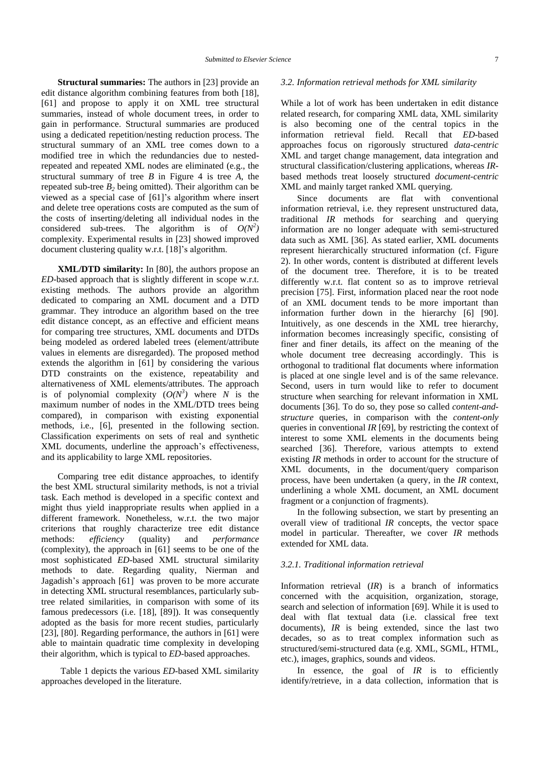**Structural summaries:** The authors in [23] provide an edit distance algorithm combining features from both [18], [61] and propose to apply it on XML tree structural summaries, instead of whole document trees, in order to gain in performance. Structural summaries are produced using a dedicated repetition/nesting reduction process. The structural summary of an XML tree comes down to a modified tree in which the redundancies due to nested-repeated and repeated XML nodes are eliminated (e.g., the structural summary of tree *B* in Figure 4 is tree *A*, the repeated sub-tree $B_2$ being omitted). Their algorithm can be viewed as a special case of [61]'s algorithm where insert and delete tree operations costs are computed as the sum of the costs of inserting/deleting all individual nodes in the considered sub-trees. The algorithm is of $O(N^2)$ complexity. Experimental results in [23] showed improved document clustering quality w.r.t. [18]'s algorithm.

**XML/DTD similarity:** In [80], the authors propose an *ED*-based approach that is slightly different in scope w.r.t. existing methods. The authors provide an algorithm dedicated to comparing an XML document and a DTD grammar. They introduce an algorithm based on the tree edit distance concept, as an effective and efficient means for comparing tree structures, XML documents and DTDs being modeled as ordered labeled trees (element/attribute values in elements are disregarded). The proposed method extends the algorithm in [61] by considering the various DTD constraints on the existence, repeatability and alternativeness of XML elements/attributes. The approach is of polynomial complexity ($O(N^3)$ where $N$ is the maximum number of nodes in the XML/DTD trees being compared), in comparison with existing exponential methods, i.e., [6], presented in the following section. Classification experiments on sets of real and synthetic XML documents, underline the approach's effectiveness, and its applicability to large XML repositories.

Comparing tree edit distance approaches, to identify the best XML structural similarity methods, is not a trivial task. Each method is developed in a specific context and might thus yield inappropriate results when applied in a different framework. Nonetheless, w.r.t. the two major criterions that roughly characterize tree edit distance methods: *efficiency* (quality) and *performance* (complexity), the approach in [61] seems to be one of the most sophisticated *ED*-based XML structural similarity methods to date. Regarding quality, Nierman and Jagadish's approach [61] was proven to be more accurate in detecting XML structural resemblances, particularly sub-tree related similarities, in comparison with some of its famous predecessors (i.e. [18], [89]). It was consequently adopted as the basis for more recent studies, particularly [23], [80]. Regarding performance, the authors in [61] were able to maintain quadratic time complexity in developing their algorithm, which is typical to *ED*-based approaches.

Table 1 depicts the various *ED*-based XML similarity approaches developed in the literature.

### *3.2. Information retrieval methods for XML similarity*

While a lot of work has been undertaken in edit distance related research, for comparing XML data, XML similarity is also becoming one of the central topics in the information retrieval field. Recall that *ED*-based approaches focus on rigorously structured *data-centric* XML and target change management, data integration and structural classification/clustering applications, whereas *IR*-based methods treat loosely structured *document-centric* XML and mainly target ranked XML querying.

Since documents are flat with conventional information retrieval, i.e. they represent unstructured data, traditional *IR* methods for searching and querying information are no longer adequate with semi-structured data such as XML [36]. As stated earlier, XML documents represent hierarchically structured information (cf. Figure 2). In other words, content is distributed at different levels of the document tree. Therefore, it is to be treated differently w.r.t. flat content so as to improve retrieval precision [75]. First, information placed near the root node of an XML document tends to be more important than information further down in the hierarchy [6] [90]. Intuitively, as one descends in the XML tree hierarchy, information becomes increasingly specific, consisting of finer and finer details, its affect on the meaning of the whole document tree decreasing accordingly. This is orthogonal to traditional flat documents where information is placed at one single level and is of the same relevance. Second, users in turn would like to refer to document structure when searching for relevant information in XML documents [36]. To do so, they pose so called *content-and-structure* queries, in comparison with the *content-only* queries in conventional *IR* [69], by restricting the context of interest to some XML elements in the documents being searched [36]. Therefore, various attempts to extend existing *IR* methods in order to account for the structure of XML documents, in the document/query comparison process, have been undertaken (a query, in the *IR* context, underlining a whole XML document, an XML document fragment or a conjunction of fragments).

In the following subsection, we start by presenting an overall view of traditional *IR* concepts, the vector space model in particular. Thereafter, we cover *IR* methods extended for XML data.

#### *3.2.1. Traditional information retrieval*

Information retrieval (*IR*) is a branch of informatics concerned with the acquisition, organization, storage, search and selection of information [69]. While it is used to deal with flat textual data (i.e. classical free text documents), *IR* is being extended, since the last two decades, so as to treat complex information such as structured/semi-structured data (e.g. XML, SGML, HTML, etc.), images, graphics, sounds and videos.

In essence, the goal of *IR* is to efficiently identify/retrieve, in a data collection, information that is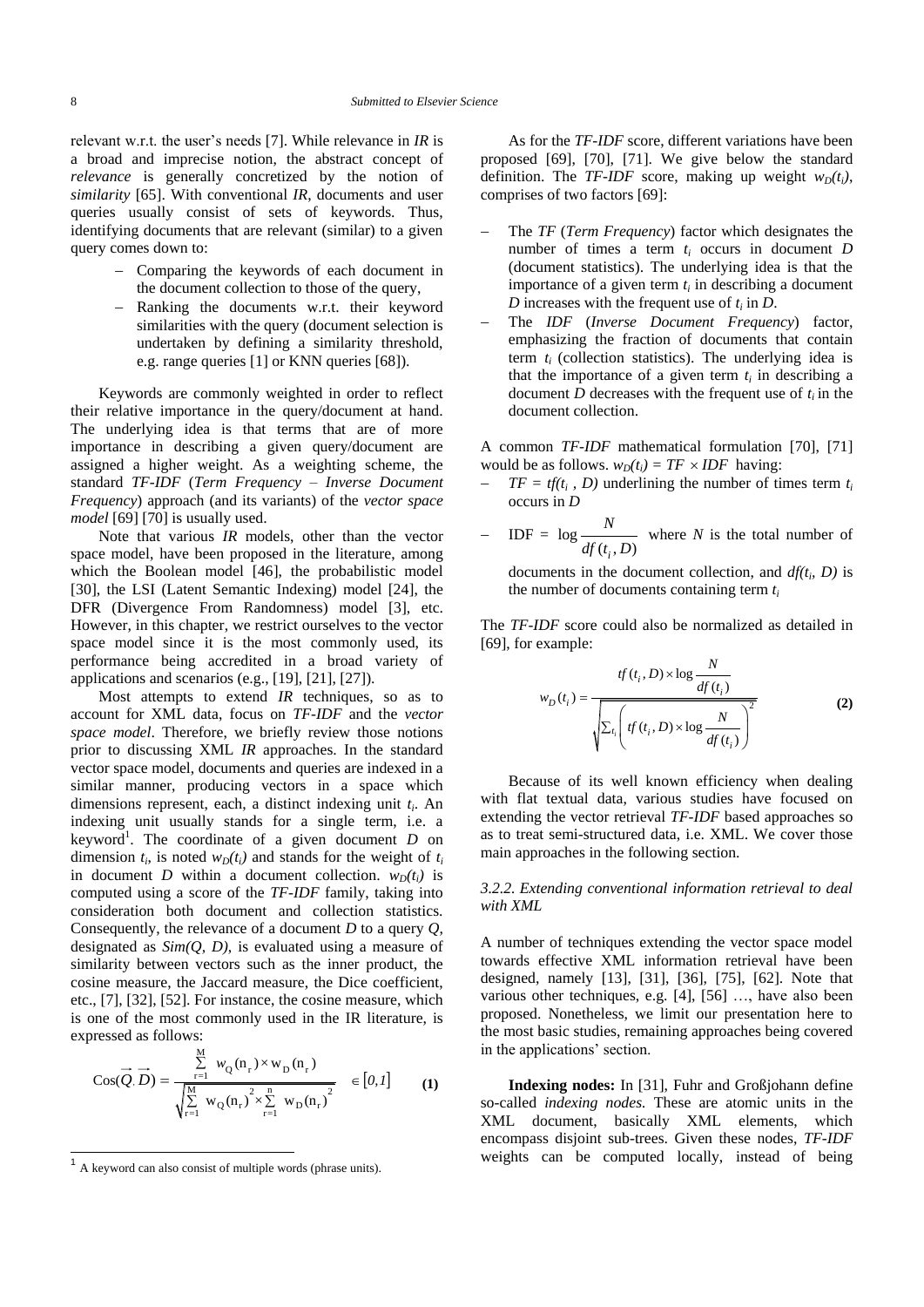relevant w.r.t. the user's needs [7]. While relevance in *IR* is a broad and imprecise notion, the abstract concept of *relevance* is generally concretized by the notion of *similarity* [65]. With conventional *IR*, documents and user queries usually consist of sets of keywords. Thus, identifying documents that are relevant (similar) to a given query comes down to:

- Comparing the keywords of each document in the document collection to those of the query,
- Ranking the documents w.r.t. their keyword similarities with the query (document selection is undertaken by defining a similarity threshold, e.g. range queries [1] or KNN queries [68]).

Keywords are commonly weighted in order to reflect their relative importance in the query/document at hand. The underlying idea is that terms that are of more importance in describing a given query/document are assigned a higher weight. As a weighting scheme, the standard *TF-IDF* (*Term Frequency – Inverse Document Frequency*) approach (and its variants) of the *vector space model* [69] [70] is usually used.

Note that various *IR* models, other than the vector space model, have been proposed in the literature, among which the Boolean model [46], the probabilistic model [30], the LSI (Latent Semantic Indexing) model [24], the DFR (Divergence From Randomness) model [3], etc. However, in this chapter, we restrict ourselves to the vector space model since it is the most commonly used, its performance being accredited in a broad variety of applications and scenarios (e.g., [19], [21], [27]).

Most attempts to extend *IR* techniques, so as to account for XML data, focus on *TF-IDF* and the *vector space model*. Therefore, we briefly review those notions prior to discussing XML *IR* approaches. In the standard vector space model, documents and queries are indexed in a similar manner, producing vectors in a space which dimensions represent, each, a distinct indexing unit $t_i$. An indexing unit usually stands for a single term, i.e. a keyword[1]. The coordinate of a given document $D$ on dimension $t_i$, is noted $w_D(t_i)$ and stands for the weight of $t_i$ in document $D$ within a document collection. $w_D(t_i)$ is computed using a score of the *TF-IDF* family, taking into consideration both document and collection statistics. Consequently, the relevance of a document $D$ to a query $Q$, designated as $Sim(Q, D)$, is evaluated using a measure of similarity between vectors such as the inner product, the cosine measure, the Jaccard measure, the Dice coefficient, etc., [7], [32], [52]. For instance, the cosine measure, which is one of the most commonly used in the IR literature, is expressed as follows:

$$\text{Cos}(\vec{Q}, \vec{D}) = \frac{\sum_{r=1}^{M} w_Q(n_r) \times w_D(n_r)}{\sqrt{\sum_{r=1}^{M} w_Q(n_r)^2 \times \sum_{r=1}^{n} w_D(n_r)^2}} \in [0,1] \qquad \textbf{(1)}$$

[1] A keyword can also consist of multiple words (phrase units).

As for the *TF-IDF* score, different variations have been proposed [69], [70], [71]. We give below the standard definition. The *TF-IDF* score, making up weight $w_D(t_i)$, comprises of two factors [69]:

- The *TF* (*Term Frequency*) factor which designates the number of times a term $t_i$ occurs in document $D$ (document statistics). The underlying idea is that the importance of a given term $t_i$ in describing a document $D$ increases with the frequent use of $t_i$ in $D$.
- The *IDF* (*Inverse Document Frequency*) factor, emphasizing the fraction of documents that contain term $t_i$ (collection statistics). The underlying idea is that the importance of a given term $t_i$ in describing a document $D$ decreases with the frequent use of $t_i$ in the document collection.

A common *TF-IDF* mathematical formulation [70], [71] would be as follows. $w_D(t_i) = TF \times IDF$ having:

- $TF = tf(t_i, D)$ underlining the number of times term $t_i$ occurs in $D$
- $\text{IDF} = \log \dfrac{N}{df(t_i, D)}$ where $N$ is the total number of documents in the document collection, and $df(t_i, D)$ is the number of documents containing term $t_i$

The *TF-IDF* score could also be normalized as detailed in [69], for example:

$$w_D(t_i) = \frac{tf(t_i, D) \times \log \dfrac{N}{df(t_i)}}{\sqrt{\sum_{t_i} \left( tf(t_i, D) \times \log \dfrac{N}{df(t_i)} \right)^2}} \qquad \textbf{(2)}$$

Because of its well known efficiency when dealing with flat textual data, various studies have focused on extending the vector retrieval *TF-IDF* based approaches so as to treat semi-structured data, i.e. XML. We cover those main approaches in the following section.

### *3.2.2. Extending conventional information retrieval to deal with XML*

A number of techniques extending the vector space model towards effective XML information retrieval have been designed, namely [13], [31], [36], [75], [62]. Note that various other techniques, e.g. [4], [56] …, have also been proposed. Nonetheless, we limit our presentation here to the most basic studies, remaining approaches being covered in the applications' section.

**Indexing nodes:** In [31], Fuhr and Großjohann define so-called *indexing nodes*. These are atomic units in the XML document, basically XML elements, which encompass disjoint sub-trees. Given these nodes, *TF-IDF* weights can be computed locally, instead of being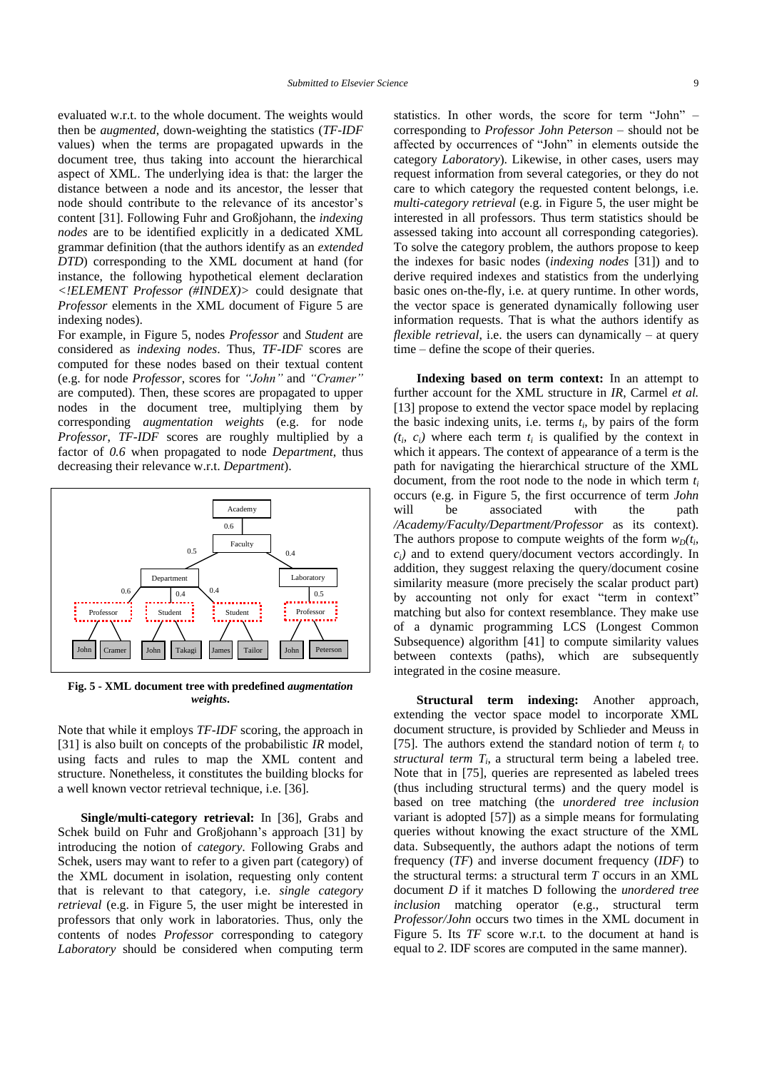evaluated w.r.t. to the whole document. The weights would then be *augmented*, down-weighting the statistics (*TF-IDF* values) when the terms are propagated upwards in the document tree, thus taking into account the hierarchical aspect of XML. The underlying idea is that: the larger the distance between a node and its ancestor, the lesser that node should contribute to the relevance of its ancestor's content [31]. Following Fuhr and Großjohann, the *indexing nodes* are to be identified explicitly in a dedicated XML grammar definition (that the authors identify as an *extended DTD*) corresponding to the XML document at hand (for instance, the following hypothetical element declaration *<!ELEMENT Professor (#INDEX)>* could designate that *Professor* elements in the XML document of Figure 5 are indexing nodes).

For example, in Figure 5, nodes *Professor* and *Student* are considered as *indexing nodes*. Thus, *TF-IDF* scores are computed for these nodes based on their textual content (e.g. for node *Professor*, scores for *"John"* and *"Cramer"* are computed). Then, these scores are propagated to upper nodes in the document tree, multiplying them by corresponding *augmentation weights* (e.g. for node *Professor*, *TF-IDF* scores are roughly multiplied by a factor of *0.6* when propagated to node *Department*, thus decreasing their relevance w.r.t. *Department*).

**Fig. 5 - XML document tree with predefined *augmentation weights*.**

Note that while it employs *TF-IDF* scoring, the approach in [31] is also built on concepts of the probabilistic *IR* model, using facts and rules to map the XML content and structure. Nonetheless, it constitutes the building blocks for a well known vector retrieval technique, i.e. [36].

**Single/multi-category retrieval:** In [36], Grabs and Schek build on Fuhr and Großjohann's approach [31] by introducing the notion of *category*. Following Grabs and Schek, users may want to refer to a given part (category) of the XML document in isolation, requesting only content that is relevant to that category, i.e. *single category retrieval* (e.g. in Figure 5, the user might be interested in professors that only work in laboratories. Thus, only the contents of nodes *Professor* corresponding to category *Laboratory* should be considered when computing term statistics. In other words, the score for term "John" – corresponding to *Professor John Peterson* – should not be affected by occurrences of "John" in elements outside the category *Laboratory*). Likewise, in other cases, users may request information from several categories, or they do not care to which category the requested content belongs, i.e. *multi-category retrieval* (e.g. in Figure 5, the user might be interested in all professors. Thus term statistics should be assessed taking into account all corresponding categories). To solve the category problem, the authors propose to keep the indexes for basic nodes (*indexing nodes* [31]) and to derive required indexes and statistics from the underlying basic ones on-the-fly, i.e. at query runtime. In other words, the vector space is generated dynamically following user information requests. That is what the authors identify as *flexible retrieval*, i.e. the users can dynamically – at query time – define the scope of their queries.

**Indexing based on term context:** In an attempt to further account for the XML structure in *IR*, Carmel *et al.* [13] propose to extend the vector space model by replacing the basic indexing units, i.e. terms $t_i$, by pairs of the form $(t_i, c_i)$ where each term $t_i$ is qualified by the context in which it appears. The context of appearance of a term is the path for navigating the hierarchical structure of the XML document, from the root node to the node in which term $t_i$ occurs (e.g. in Figure 5, the first occurrence of term *John* will be associated with the path */Academy/Faculty/Department/Professor* as its context). The authors propose to compute weights of the form $w_D(t_i, c_i)$ and to extend query/document vectors accordingly. In addition, they suggest relaxing the query/document cosine similarity measure (more precisely the scalar product part) by accounting not only for exact "term in context" matching but also for context resemblance. They make use of a dynamic programming LCS (Longest Common Subsequence) algorithm [41] to compute similarity values between contexts (paths), which are subsequently integrated in the cosine measure.

**Structural term indexing:** Another approach, extending the vector space model to incorporate XML document structure, is provided by Schlieder and Meuss in [75]. The authors extend the standard notion of term $t_i$ to *structural term* $T_i$, a structural term being a labeled tree. Note that in [75], queries are represented as labeled trees (thus including structural terms) and the query model is based on tree matching (the *unordered tree inclusion* variant is adopted [57]) as a simple means for formulating queries without knowing the exact structure of the XML data. Subsequently, the authors adapt the notions of term frequency (*TF*) and inverse document frequency (*IDF*) to the structural terms: a structural term *T* occurs in an XML document *D* if it matches D following the *unordered tree inclusion* matching operator (e.g., structural term *Professor/John* occurs two times in the XML document in Figure 5. Its *TF* score w.r.t. to the document at hand is equal to *2*. IDF scores are computed in the same manner).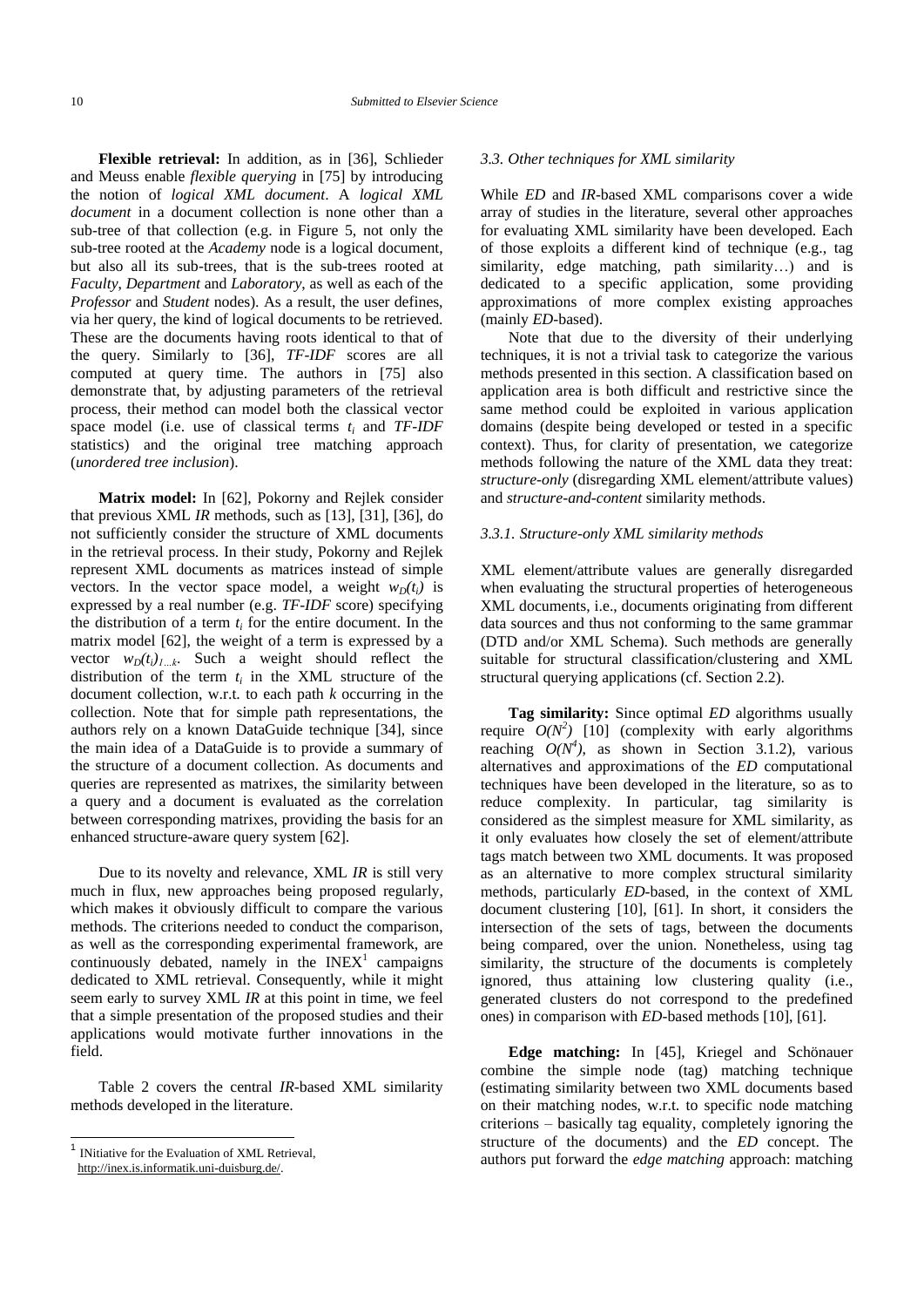**Flexible retrieval:** In addition, as in [36], Schlieder and Meuss enable *flexible querying* in [75] by introducing the notion of *logical XML document*. A *logical XML document* in a document collection is none other than a sub-tree of that collection (e.g. in Figure 5, not only the sub-tree rooted at the *Academy* node is a logical document, but also all its sub-trees, that is the sub-trees rooted at *Faculty*, *Department* and *Laboratory*, as well as each of the *Professor* and *Student* nodes). As a result, the user defines, via her query, the kind of logical documents to be retrieved. These are the documents having roots identical to that of the query. Similarly to [36], *TF-IDF* scores are all computed at query time. The authors in [75] also demonstrate that, by adjusting parameters of the retrieval process, their method can model both the classical vector space model (i.e. use of classical terms $t_i$ and *TF-IDF* statistics) and the original tree matching approach (*unordered tree inclusion*).

**Matrix model:** In [62], Pokorny and Rejlek consider that previous XML *IR* methods, such as [13], [31], [36], do not sufficiently consider the structure of XML documents in the retrieval process. In their study, Pokorny and Rejlek represent XML documents as matrices instead of simple vectors. In the vector space model, a weight $w_D(t_i)$ is expressed by a real number (e.g. *TF-IDF* score) specifying the distribution of a term $t_i$ for the entire document. In the matrix model [62], the weight of a term is expressed by a vector $w_D(t_i)_{1\ldots k}$. Such a weight should reflect the distribution of the term $t_i$ in the XML structure of the document collection, w.r.t. to each path $k$ occurring in the collection. Note that for simple path representations, the authors rely on a known DataGuide technique [34], since the main idea of a DataGuide is to provide a summary of the structure of a document collection. As documents and queries are represented as matrixes, the similarity between a query and a document is evaluated as the correlation between corresponding matrixes, providing the basis for an enhanced structure-aware query system [62].

Due to its novelty and relevance, XML *IR* is still very much in flux, new approaches being proposed regularly, which makes it obviously difficult to compare the various methods. The criterions needed to conduct the comparison, as well as the corresponding experimental framework, are continuously debated, namely in the INEX[1] campaigns dedicated to XML retrieval. Consequently, while it might seem early to survey XML *IR* at this point in time, we feel that a simple presentation of the proposed studies and their applications would motivate further innovations in the field.

Table 2 covers the central *IR*-based XML similarity methods developed in the literature.

[1] INitiative for the Evaluation of XML Retrieval, http://inex.is.informatik.uni-duisburg.de/.

### *3.3. Other techniques for XML similarity*

While *ED* and *IR*-based XML comparisons cover a wide array of studies in the literature, several other approaches for evaluating XML similarity have been developed. Each of those exploits a different kind of technique (e.g., tag similarity, edge matching, path similarity…) and is dedicated to a specific application, some providing approximations of more complex existing approaches (mainly *ED*-based).

Note that due to the diversity of their underlying techniques, it is not a trivial task to categorize the various methods presented in this section. A classification based on application area is both difficult and restrictive since the same method could be exploited in various application domains (despite being developed or tested in a specific context). Thus, for clarity of presentation, we categorize methods following the nature of the XML data they treat: *structure-only* (disregarding XML element/attribute values) and *structure-and-content* similarity methods.

#### *3.3.1. Structure-only XML similarity methods*

XML element/attribute values are generally disregarded when evaluating the structural properties of heterogeneous XML documents, i.e., documents originating from different data sources and thus not conforming to the same grammar (DTD and/or XML Schema). Such methods are generally suitable for structural classification/clustering and XML structural querying applications (cf. Section 2.2).

**Tag similarity:** Since optimal *ED* algorithms usually require $O(N^2)$ [10] (complexity with early algorithms reaching $O(N^4)$, as shown in Section 3.1.2), various alternatives and approximations of the *ED* computational techniques have been developed in the literature, so as to reduce complexity. In particular, tag similarity is considered as the simplest measure for XML similarity, as it only evaluates how closely the set of element/attribute tags match between two XML documents. It was proposed as an alternative to more complex structural similarity methods, particularly *ED*-based, in the context of XML document clustering [10], [61]. In short, it considers the intersection of the sets of tags, between the documents being compared, over the union. Nonetheless, using tag similarity, the structure of the documents is completely ignored, thus attaining low clustering quality (i.e., generated clusters do not correspond to the predefined ones) in comparison with *ED*-based methods [10], [61].

**Edge matching:** In [45], Kriegel and Schönauer combine the simple node (tag) matching technique (estimating similarity between two XML documents based on their matching nodes, w.r.t. to specific node matching criterions – basically tag equality, completely ignoring the structure of the documents) and the *ED* concept. The authors put forward the *edge matching* approach: matching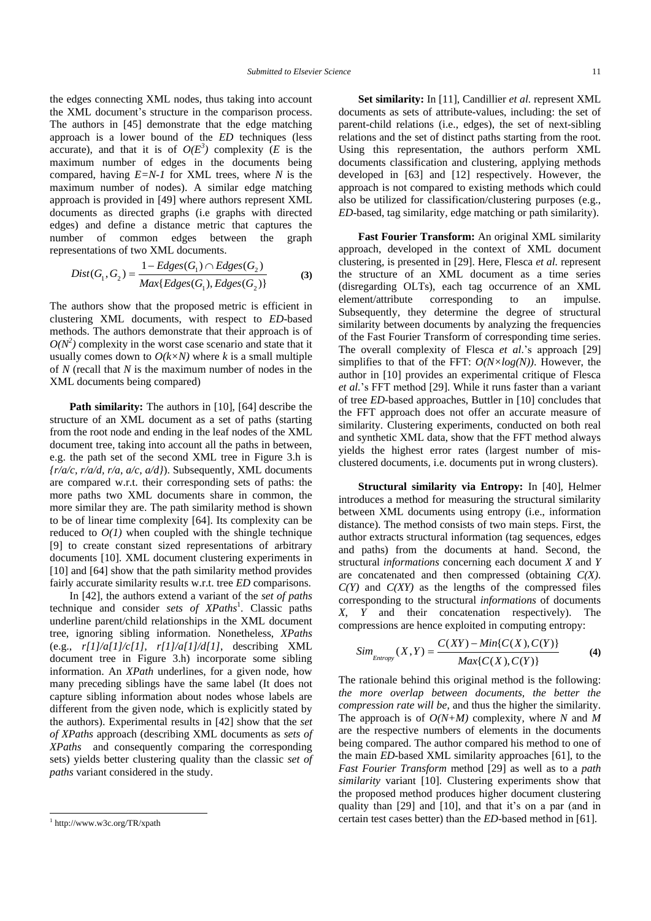the edges connecting XML nodes, thus taking into account the XML document's structure in the comparison process. The authors in [45] demonstrate that the edge matching approach is a lower bound of the *ED* techniques (less accurate), and that it is of $O(E^3)$ complexity ($E$ is the maximum number of edges in the documents being compared, having $E=N-1$ for XML trees, where $N$ is the maximum number of nodes). A similar edge matching approach is provided in [49] where authors represent XML documents as directed graphs (i.e graphs with directed edges) and define a distance metric that captures the number of common edges between the graph representations of two XML documents.

$$Dist(G_1, G_2) = \frac{1 - Edges(G_1) \cap Edges(G_2)}{Max\{Edges(G_1), Edges(G_2)\}} \quad \textbf{(3)}$$

The authors show that the proposed metric is efficient in clustering XML documents, with respect to *ED*-based methods. The authors demonstrate that their approach is of $O(N^2)$ complexity in the worst case scenario and state that it usually comes down to $O(k \times N)$ where $k$ is a small multiple of $N$ (recall that $N$ is the maximum number of nodes in the XML documents being compared)

**Path similarity:** The authors in [10], [64] describe the structure of an XML document as a set of paths (starting from the root node and ending in the leaf nodes of the XML document tree, taking into account all the paths in between, e.g. the path set of the second XML tree in Figure 3.h is *{r/a/c, r/a/d, r/a, a/c, a/d}*). Subsequently, XML documents are compared w.r.t. their corresponding sets of paths: the more paths two XML documents share in common, the more similar they are. The path similarity method is shown to be of linear time complexity [64]. Its complexity can be reduced to $O(1)$ when coupled with the shingle technique [9] to create constant sized representations of arbitrary documents [10]. XML document clustering experiments in [10] and [64] show that the path similarity method provides fairly accurate similarity results w.r.t. tree *ED* comparisons.

In [42], the authors extend a variant of the *set of paths* technique and consider *sets of XPaths*[1]. Classic paths underline parent/child relationships in the XML document tree, ignoring sibling information. Nonetheless, *XPaths* (e.g., *r[1]/a[1]/c[1]*, *r[1]/a[1]/d[1]*, describing XML document tree in Figure 3.h) incorporate some sibling information. An *XPath* underlines, for a given node, how many preceding siblings have the same label (It does not capture sibling information about nodes whose labels are different from the given node, which is explicitly stated by the authors). Experimental results in [42] show that the *set of XPaths* approach (describing XML documents as *sets of XPaths* and consequently comparing the corresponding sets) yields better clustering quality than the classic *set of paths* variant considered in the study.

**Set similarity:** In [11], Candillier *et al.* represent XML documents as sets of attribute-values, including: the set of parent-child relations (i.e., edges), the set of next-sibling relations and the set of distinct paths starting from the root. Using this representation, the authors perform XML documents classification and clustering, applying methods developed in [63] and [12] respectively. However, the approach is not compared to existing methods which could also be utilized for classification/clustering purposes (e.g., *ED*-based, tag similarity, edge matching or path similarity).

**Fast Fourier Transform:** An original XML similarity approach, developed in the context of XML document clustering, is presented in [29]. Here, Flesca *et al.* represent the structure of an XML document as a time series (disregarding OLTs), each tag occurrence of an XML element/attribute corresponding to an impulse. Subsequently, they determine the degree of structural similarity between documents by analyzing the frequencies of the Fast Fourier Transform of corresponding time series. The overall complexity of Flesca *et al*.'s approach [29] simplifies to that of the FFT: $O(N \times log(N))$. However, the author in [10] provides an experimental critique of Flesca *et al.*'s FFT method [29]. While it runs faster than a variant of tree *ED*-based approaches, Buttler in [10] concludes that the FFT approach does not offer an accurate measure of similarity. Clustering experiments, conducted on both real and synthetic XML data, show that the FFT method always yields the highest error rates (largest number of mis-clustered documents, i.e. documents put in wrong clusters).

**Structural similarity via Entropy:** In [40], Helmer introduces a method for measuring the structural similarity between XML documents using entropy (i.e., information distance). The method consists of two main steps. First, the author extracts structural information (tag sequences, edges and paths) from the documents at hand. Second, the structural *informations* concerning each document $X$ and $Y$ are concatenated and then compressed (obtaining $C(X)$, $C(Y)$ and $C(XY)$ as the lengths of the compressed files corresponding to the structural *informations* of documents $X$, $Y$ and their concatenation respectively). The compressions are hence exploited in computing entropy:

$$Sim_{Entropy}(X,Y) = \frac{C(XY) - Min\{C(X), C(Y)\}}{Max\{C(X), C(Y)\}} \quad \textbf{(4)}$$

The rationale behind this original method is the following: *the more overlap between documents, the better the compression rate will be*, and thus the higher the similarity. The approach is of $O(N+M)$ complexity, where $N$ and $M$ are the respective numbers of elements in the documents being compared. The author compared his method to one of the main *ED*-based XML similarity approaches [61], to the *Fast Fourier Transform* method [29] as well as to a *path similarity* variant [10]. Clustering experiments show that the proposed method produces higher document clustering quality than [29] and [10], and that it's on a par (and in certain test cases better) than the *ED*-based method in [61].

[1] http://www.w3c.org/TR/xpath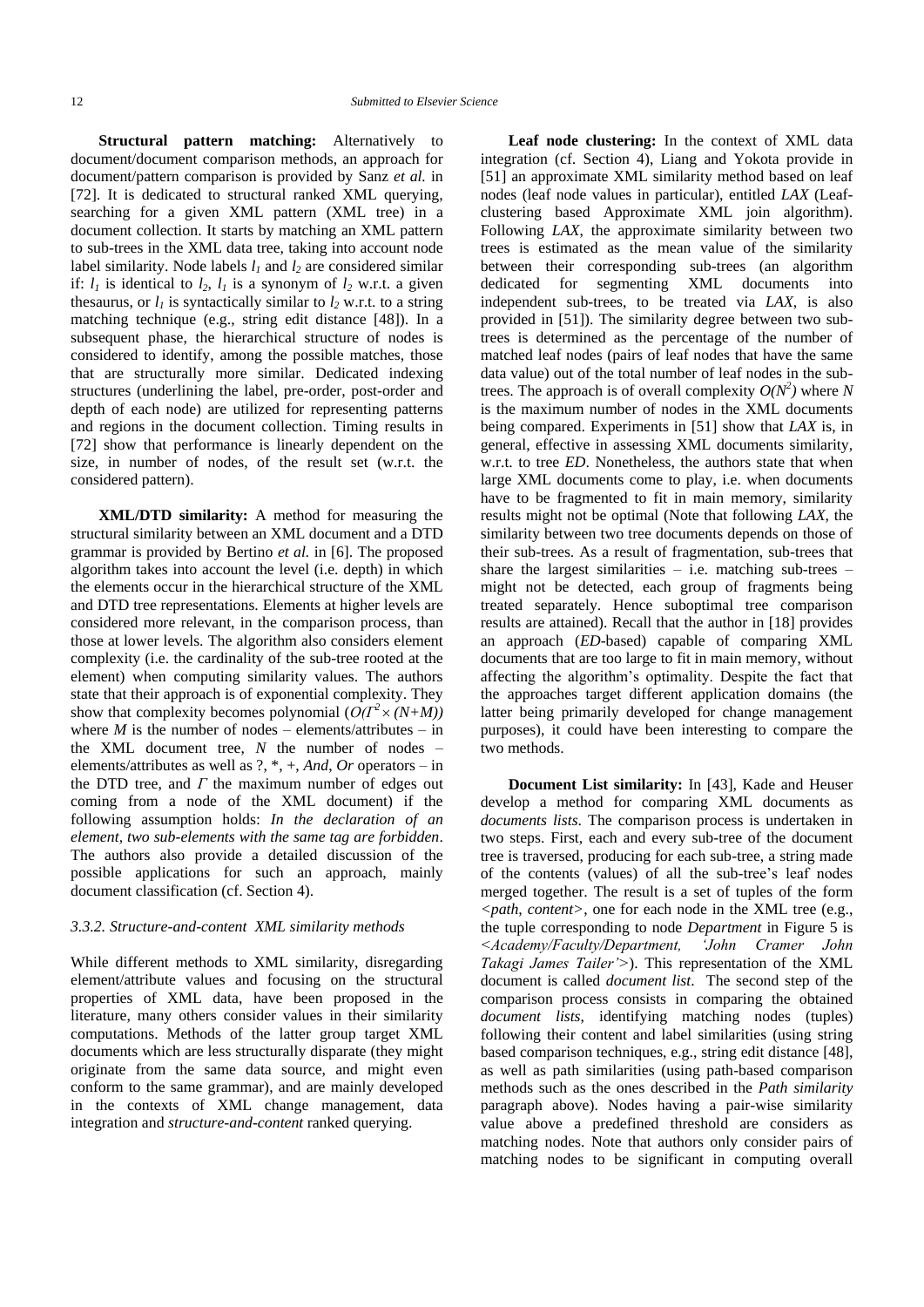**Structural pattern matching:** Alternatively to document/document comparison methods, an approach for document/pattern comparison is provided by Sanz *et al.* in [72]. It is dedicated to structural ranked XML querying, searching for a given XML pattern (XML tree) in a document collection. It starts by matching an XML pattern to sub-trees in the XML data tree, taking into account node label similarity. Node labels $l_1$ and $l_2$ are considered similar if: $l_1$ is identical to $l_2$, $l_1$ is a synonym of $l_2$ w.r.t. a given thesaurus, or $l_1$ is syntactically similar to $l_2$ w.r.t. to a string matching technique (e.g., string edit distance [48]). In a subsequent phase, the hierarchical structure of nodes is considered to identify, among the possible matches, those that are structurally more similar. Dedicated indexing structures (underlining the label, pre-order, post-order and depth of each node) are utilized for representing patterns and regions in the document collection. Timing results in [72] show that performance is linearly dependent on the size, in number of nodes, of the result set (w.r.t. the considered pattern).

**XML/DTD similarity:** A method for measuring the structural similarity between an XML document and a DTD grammar is provided by Bertino *et al.* in [6]. The proposed algorithm takes into account the level (i.e. depth) in which the elements occur in the hierarchical structure of the XML and DTD tree representations. Elements at higher levels are considered more relevant, in the comparison process, than those at lower levels. The algorithm also considers element complexity (i.e. the cardinality of the sub-tree rooted at the element) when computing similarity values. The authors state that their approach is of exponential complexity. They show that complexity becomes polynomial ($O(\Gamma^2 \times (N+M))$ where $M$ is the number of nodes – elements/attributes – in the XML document tree, $N$ the number of nodes – elements/attributes as well as ?, *, +, *And*, *Or* operators – in the DTD tree, and $\Gamma$ the maximum number of edges out coming from a node of the XML document) if the following assumption holds: *In the declaration of an element, two sub-elements with the same tag are forbidden*. The authors also provide a detailed discussion of the possible applications for such an approach, mainly document classification (cf. Section 4).

### 3.3.2. Structure-and-content XML similarity methods

While different methods to XML similarity, disregarding element/attribute values and focusing on the structural properties of XML data, have been proposed in the literature, many others consider values in their similarity computations. Methods of the latter group target XML documents which are less structurally disparate (they might originate from the same data source, and might even conform to the same grammar), and are mainly developed in the contexts of XML change management, data integration and *structure-and-content* ranked querying.

**Leaf node clustering:** In the context of XML data integration (cf. Section 4), Liang and Yokota provide in [51] an approximate XML similarity method based on leaf nodes (leaf node values in particular), entitled *LAX* (Leaf-clustering based Approximate XML join algorithm). Following *LAX*, the approximate similarity between two trees is estimated as the mean value of the similarity between their corresponding sub-trees (an algorithm dedicated for segmenting XML documents into independent sub-trees, to be treated via *LAX*, is also provided in [51]). The similarity degree between two sub-trees is determined as the percentage of the number of matched leaf nodes (pairs of leaf nodes that have the same data value) out of the total number of leaf nodes in the sub-trees. The approach is of overall complexity $O(N^2)$ where $N$ is the maximum number of nodes in the XML documents being compared. Experiments in [51] show that *LAX* is, in general, effective in assessing XML documents similarity, w.r.t. tree *ED*. Nonetheless, the authors state that when large XML documents come to play, i.e. when documents have to be fragmented to fit in main memory, similarity results might not be optimal (Note that following *LAX*, the similarity between two tree documents depends on those of their sub-trees. As a result of fragmentation, sub-trees that share the largest similarities – i.e. matching sub-trees – might not be detected, each group of fragments being treated separately. Hence suboptimal tree comparison results are attained). Recall that the author in [18] provides an approach (*ED*-based) capable of comparing XML documents that are too large to fit in main memory, without affecting the algorithm's optimality. Despite the fact that the approaches target different application domains (the latter being primarily developed for change management purposes), it could have been interesting to compare the two methods.

**Document List similarity:** In [43], Kade and Heuser develop a method for comparing XML documents as *documents lists*. The comparison process is undertaken in two steps. First, each and every sub-tree of the document tree is traversed, producing for each sub-tree, a string made of the contents (values) of all the sub-tree's leaf nodes merged together. The result is a set of tuples of the form *<path, content>*, one for each node in the XML tree (e.g., the tuple corresponding to node *Department* in Figure 5 is *<Academy/Faculty/Department, 'John Cramer John Takagi James Tailer'>*). This representation of the XML document is called *document list*. The second step of the comparison process consists in comparing the obtained *document lists*, identifying matching nodes (tuples) following their content and label similarities (using string based comparison techniques, e.g., string edit distance [48], as well as path similarities (using path-based comparison methods such as the ones described in the *Path similarity* paragraph above). Nodes having a pair-wise similarity value above a predefined threshold are considers as matching nodes. Note that authors only consider pairs of matching nodes to be significant in computing overall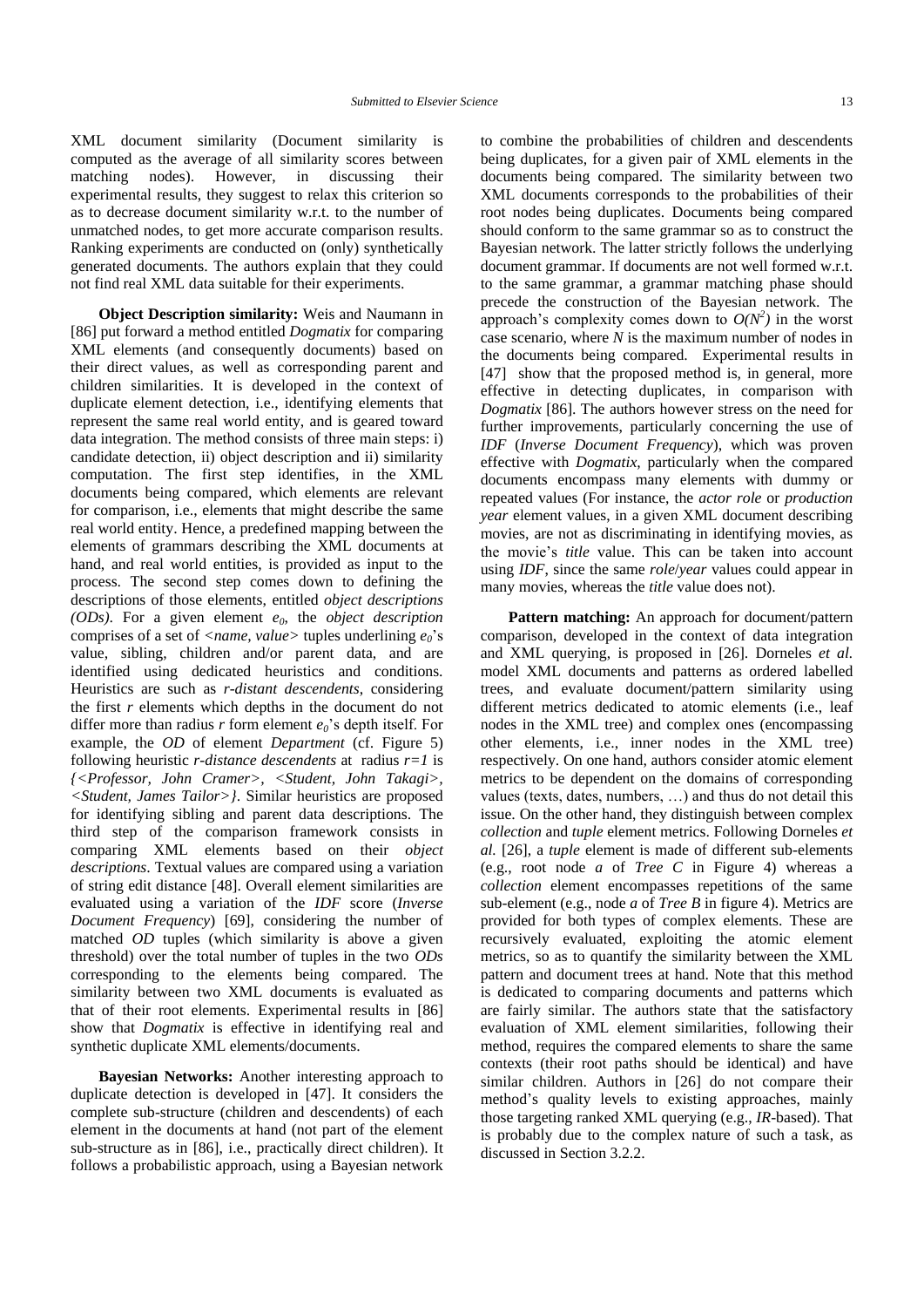XML document similarity (Document similarity is computed as the average of all similarity scores between matching nodes). However, in discussing their experimental results, they suggest to relax this criterion so as to decrease document similarity w.r.t. to the number of unmatched nodes, to get more accurate comparison results. Ranking experiments are conducted on (only) synthetically generated documents. The authors explain that they could not find real XML data suitable for their experiments.

**Object Description similarity:** Weis and Naumann in [86] put forward a method entitled *Dogmatix* for comparing XML elements (and consequently documents) based on their direct values, as well as corresponding parent and children similarities. It is developed in the context of duplicate element detection, i.e., identifying elements that represent the same real world entity, and is geared toward data integration. The method consists of three main steps: i) candidate detection, ii) object description and ii) similarity computation. The first step identifies, in the XML documents being compared, which elements are relevant for comparison, i.e., elements that might describe the same real world entity. Hence, a predefined mapping between the elements of grammars describing the XML documents at hand, and real world entities, is provided as input to the process. The second step comes down to defining the descriptions of those elements, entitled *object descriptions (ODs)*. For a given element $e_0$, the *object description* comprises of a set of <*name*, *value*> tuples underlining $e_0$'s value, sibling, children and/or parent data, and are identified using dedicated heuristics and conditions. Heuristics are such as *r-distant descendents*, considering the first *r* elements which depths in the document do not differ more than radius *r* form element $e_0$'s depth itself. For example, the *OD* of element *Department* (cf. Figure 5) following heuristic *r-distance descendents* at radius $r=1$ is *{<Professor, John Cramer>, <Student, John Takagi>, <Student, James Tailor>}*. Similar heuristics are proposed for identifying sibling and parent data descriptions. The third step of the comparison framework consists in comparing XML elements based on their *object descriptions*. Textual values are compared using a variation of string edit distance [48]. Overall element similarities are evaluated using a variation of the *IDF* score (*Inverse Document Frequency*) [69], considering the number of matched *OD* tuples (which similarity is above a given threshold) over the total number of tuples in the two *ODs* corresponding to the elements being compared. The similarity between two XML documents is evaluated as that of their root elements. Experimental results in [86] show that *Dogmatix* is effective in identifying real and synthetic duplicate XML elements/documents.

**Bayesian Networks:** Another interesting approach to duplicate detection is developed in [47]. It considers the complete sub-structure (children and descendents) of each element in the documents at hand (not part of the element sub-structure as in [86], i.e., practically direct children). It follows a probabilistic approach, using a Bayesian network to combine the probabilities of children and descendents being duplicates, for a given pair of XML elements in the documents being compared. The similarity between two XML documents corresponds to the probabilities of their root nodes being duplicates. Documents being compared should conform to the same grammar so as to construct the Bayesian network. The latter strictly follows the underlying document grammar. If documents are not well formed w.r.t. to the same grammar, a grammar matching phase should precede the construction of the Bayesian network. The approach's complexity comes down to $O(N^2)$ in the worst case scenario, where *N* is the maximum number of nodes in the documents being compared. Experimental results in [47] show that the proposed method is, in general, more effective in detecting duplicates, in comparison with *Dogmatix* [86]. The authors however stress on the need for further improvements, particularly concerning the use of *IDF* (*Inverse Document Frequency*), which was proven effective with *Dogmatix*, particularly when the compared documents encompass many elements with dummy or repeated values (For instance, the *actor role* or *production year* element values, in a given XML document describing movies, are not as discriminating in identifying movies, as the movie's *title* value. This can be taken into account using *IDF*, since the same *role*/*year* values could appear in many movies, whereas the *title* value does not).

**Pattern matching:** An approach for document/pattern comparison, developed in the context of data integration and XML querying, is proposed in [26]. Dorneles *et al.* model XML documents and patterns as ordered labelled trees, and evaluate document/pattern similarity using different metrics dedicated to atomic elements (i.e., leaf nodes in the XML tree) and complex ones (encompassing other elements, i.e., inner nodes in the XML tree) respectively. On one hand, authors consider atomic element metrics to be dependent on the domains of corresponding values (texts, dates, numbers, …) and thus do not detail this issue. On the other hand, they distinguish between complex *collection* and *tuple* element metrics. Following Dorneles *et al.* [26], a *tuple* element is made of different sub-elements (e.g., root node *a* of *Tree C* in Figure 4) whereas a *collection* element encompasses repetitions of the same sub-element (e.g., node *a* of *Tree B* in figure 4). Metrics are provided for both types of complex elements. These are recursively evaluated, exploiting the atomic element metrics, so as to quantify the similarity between the XML pattern and document trees at hand. Note that this method is dedicated to comparing documents and patterns which are fairly similar. The authors state that the satisfactory evaluation of XML element similarities, following their method, requires the compared elements to share the same contexts (their root paths should be identical) and have similar children. Authors in [26] do not compare their method's quality levels to existing approaches, mainly those targeting ranked XML querying (e.g., *IR*-based). That is probably due to the complex nature of such a task, as discussed in Section 3.2.2.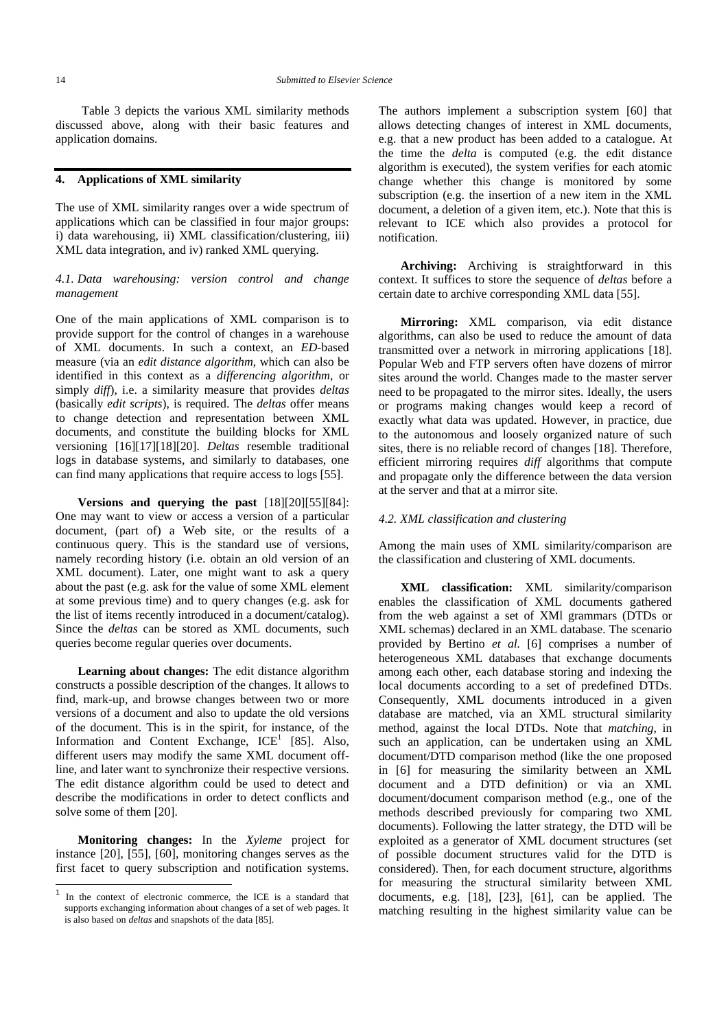Table 3 depicts the various XML similarity methods discussed above, along with their basic features and application domains.

## 4. Applications of XML similarity

The use of XML similarity ranges over a wide spectrum of applications which can be classified in four major groups: i) data warehousing, ii) XML classification/clustering, iii) XML data integration, and iv) ranked XML querying.

### *4.1. Data warehousing: version control and change management*

One of the main applications of XML comparison is to provide support for the control of changes in a warehouse of XML documents. In such a context, an *ED*-based measure (via an *edit distance algorithm*, which can also be identified in this context as a *differencing algorithm*, or simply *diff*), i.e. a similarity measure that provides *deltas* (basically *edit scripts*), is required. The *deltas* offer means to change detection and representation between XML documents, and constitute the building blocks for XML versioning [16][17][18][20]. *Deltas* resemble traditional logs in database systems, and similarly to databases, one can find many applications that require access to logs [55].

**Versions and querying the past** [18][20][55][84]: One may want to view or access a version of a particular document, (part of) a Web site, or the results of a continuous query. This is the standard use of versions, namely recording history (i.e. obtain an old version of an XML document). Later, one might want to ask a query about the past (e.g. ask for the value of some XML element at some previous time) and to query changes (e.g. ask for the list of items recently introduced in a document/catalog). Since the *deltas* can be stored as XML documents, such queries become regular queries over documents.

**Learning about changes:** The edit distance algorithm constructs a possible description of the changes. It allows to find, mark-up, and browse changes between two or more versions of a document and also to update the old versions of the document. This is in the spirit, for instance, of the Information and Content Exchange, ICE[1] [85]. Also, different users may modify the same XML document off-line, and later want to synchronize their respective versions. The edit distance algorithm could be used to detect and describe the modifications in order to detect conflicts and solve some of them [20].

**Monitoring changes:** In the *Xyleme* project for instance [20], [55], [60], monitoring changes serves as the first facet to query subscription and notification systems. The authors implement a subscription system [60] that allows detecting changes of interest in XML documents, e.g. that a new product has been added to a catalogue. At the time the *delta* is computed (e.g. the edit distance algorithm is executed), the system verifies for each atomic change whether this change is monitored by some subscription (e.g. the insertion of a new item in the XML document, a deletion of a given item, etc.). Note that this is relevant to ICE which also provides a protocol for notification.

**Archiving:** Archiving is straightforward in this context. It suffices to store the sequence of *deltas* before a certain date to archive corresponding XML data [55].

**Mirroring:** XML comparison, via edit distance algorithms, can also be used to reduce the amount of data transmitted over a network in mirroring applications [18]. Popular Web and FTP servers often have dozens of mirror sites around the world. Changes made to the master server need to be propagated to the mirror sites. Ideally, the users or programs making changes would keep a record of exactly what data was updated. However, in practice, due to the autonomous and loosely organized nature of such sites, there is no reliable record of changes [18]. Therefore, efficient mirroring requires *diff* algorithms that compute and propagate only the difference between the data version at the server and that at a mirror site.

### *4.2. XML classification and clustering*

Among the main uses of XML similarity/comparison are the classification and clustering of XML documents.

**XML classification:** XML similarity/comparison enables the classification of XML documents gathered from the web against a set of XMl grammars (DTDs or XML schemas) declared in an XML database. The scenario provided by Bertino *et al.* [6] comprises a number of heterogeneous XML databases that exchange documents among each other, each database storing and indexing the local documents according to a set of predefined DTDs. Consequently, XML documents introduced in a given database are matched, via an XML structural similarity method, against the local DTDs. Note that *matching*, in such an application, can be undertaken using an XML document/DTD comparison method (like the one proposed in [6] for measuring the similarity between an XML document and a DTD definition) or via an XML document/document comparison method (e.g., one of the methods described previously for comparing two XML documents). Following the latter strategy, the DTD will be exploited as a generator of XML document structures (set of possible document structures valid for the DTD is considered). Then, for each document structure, algorithms for measuring the structural similarity between XML documents, e.g. [18], [23], [61], can be applied. The matching resulting in the highest similarity value can be

[1] In the context of electronic commerce, the ICE is a standard that supports exchanging information about changes of a set of web pages. It is also based on *deltas* and snapshots of the data [85].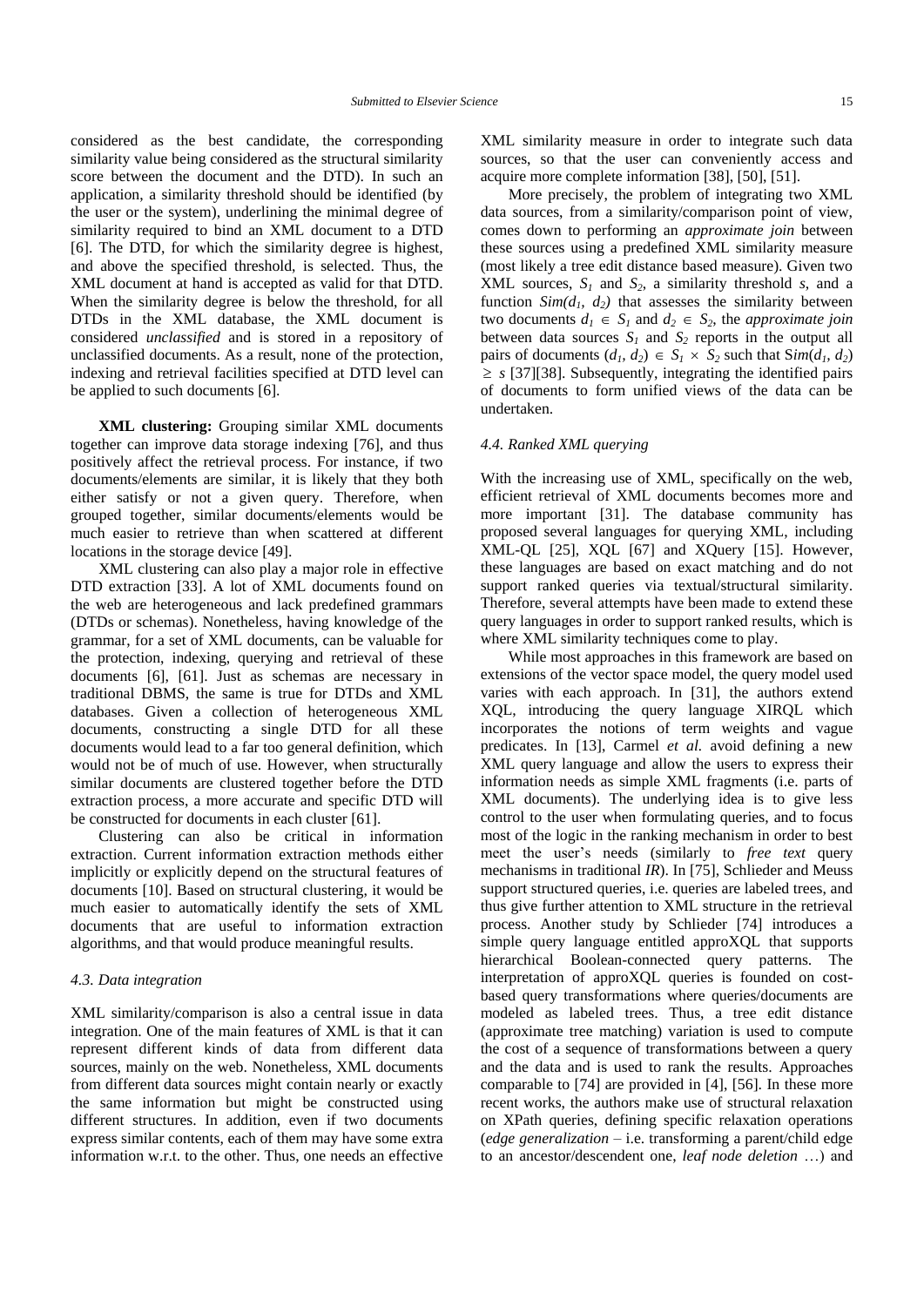considered as the best candidate, the corresponding similarity value being considered as the structural similarity score between the document and the DTD). In such an application, a similarity threshold should be identified (by the user or the system), underlining the minimal degree of similarity required to bind an XML document to a DTD [6]. The DTD, for which the similarity degree is highest, and above the specified threshold, is selected. Thus, the XML document at hand is accepted as valid for that DTD. When the similarity degree is below the threshold, for all DTDs in the XML database, the XML document is considered *unclassified* and is stored in a repository of unclassified documents. As a result, none of the protection, indexing and retrieval facilities specified at DTD level can be applied to such documents [6].

**XML clustering:** Grouping similar XML documents together can improve data storage indexing [76], and thus positively affect the retrieval process. For instance, if two documents/elements are similar, it is likely that they both either satisfy or not a given query. Therefore, when grouped together, similar documents/elements would be much easier to retrieve than when scattered at different locations in the storage device [49].

XML clustering can also play a major role in effective DTD extraction [33]. A lot of XML documents found on the web are heterogeneous and lack predefined grammars (DTDs or schemas). Nonetheless, having knowledge of the grammar, for a set of XML documents, can be valuable for the protection, indexing, querying and retrieval of these documents [6], [61]. Just as schemas are necessary in traditional DBMS, the same is true for DTDs and XML databases. Given a collection of heterogeneous XML documents, constructing a single DTD for all these documents would lead to a far too general definition, which would not be of much of use. However, when structurally similar documents are clustered together before the DTD extraction process, a more accurate and specific DTD will be constructed for documents in each cluster [61].

Clustering can also be critical in information extraction. Current information extraction methods either implicitly or explicitly depend on the structural features of documents [10]. Based on structural clustering, it would be much easier to automatically identify the sets of XML documents that are useful to information extraction algorithms, and that would produce meaningful results.

### *4.3. Data integration*

XML similarity/comparison is also a central issue in data integration. One of the main features of XML is that it can represent different kinds of data from different data sources, mainly on the web. Nonetheless, XML documents from different data sources might contain nearly or exactly the same information but might be constructed using different structures. In addition, even if two documents express similar contents, each of them may have some extra information w.r.t. to the other. Thus, one needs an effective XML similarity measure in order to integrate such data sources, so that the user can conveniently access and acquire more complete information [38], [50], [51].

More precisely, the problem of integrating two XML data sources, from a similarity/comparison point of view, comes down to performing an *approximate join* between these sources using a predefined XML similarity measure (most likely a tree edit distance based measure). Given two XML sources, $S_1$ and $S_2$, a similarity threshold $s$, and a function $Sim(d_1, d_2)$ that assesses the similarity between two documents $d_1 \in S_1$ and $d_2 \in S_2$, the *approximate join* between data sources $S_1$ and $S_2$ reports in the output all pairs of documents $(d_1, d_2) \in S_1 \times S_2$ such that $Sim(d_1, d_2) \geq s$ [37][38]. Subsequently, integrating the identified pairs of documents to form unified views of the data can be undertaken.

### *4.4. Ranked XML querying*

With the increasing use of XML, specifically on the web, efficient retrieval of XML documents becomes more and more important [31]. The database community has proposed several languages for querying XML, including XML-QL [25], XQL [67] and XQuery [15]. However, these languages are based on exact matching and do not support ranked queries via textual/structural similarity. Therefore, several attempts have been made to extend these query languages in order to support ranked results, which is where XML similarity techniques come to play.

While most approaches in this framework are based on extensions of the vector space model, the query model used varies with each approach. In [31], the authors extend XQL, introducing the query language XIRQL which incorporates the notions of term weights and vague predicates. In [13], Carmel *et al.* avoid defining a new XML query language and allow the users to express their information needs as simple XML fragments (i.e. parts of XML documents). The underlying idea is to give less control to the user when formulating queries, and to focus most of the logic in the ranking mechanism in order to best meet the user's needs (similarly to *free text* query mechanisms in traditional *IR*). In [75], Schlieder and Meuss support structured queries, i.e. queries are labeled trees, and thus give further attention to XML structure in the retrieval process. Another study by Schlieder [74] introduces a simple query language entitled approXQL that supports hierarchical Boolean-connected query patterns. The interpretation of approXQL queries is founded on cost-based query transformations where queries/documents are modeled as labeled trees. Thus, a tree edit distance (approximate tree matching) variation is used to compute the cost of a sequence of transformations between a query and the data and is used to rank the results. Approaches comparable to [74] are provided in [4], [56]. In these more recent works, the authors make use of structural relaxation on XPath queries, defining specific relaxation operations (*edge generalization* – i.e. transforming a parent/child edge to an ancestor/descendent one, *leaf node deletion* …) and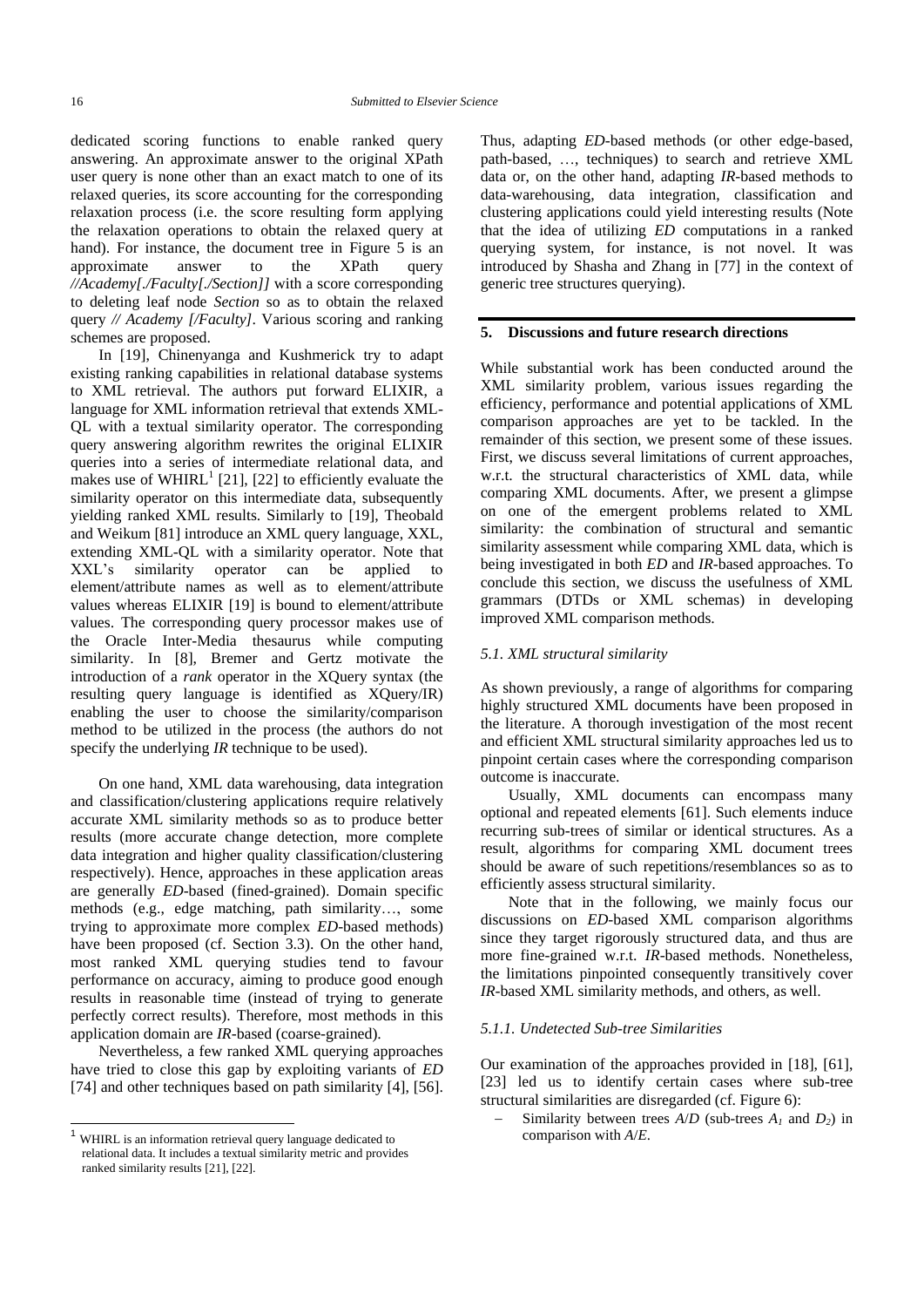dedicated scoring functions to enable ranked query answering. An approximate answer to the original XPath user query is none other than an exact match to one of its relaxed queries, its score accounting for the corresponding relaxation process (i.e. the score resulting form applying the relaxation operations to obtain the relaxed query at hand). For instance, the document tree in Figure 5 is an approximate answer to the XPath query *//Academy[./Faculty[./Section]]* with a score corresponding to deleting leaf node *Section* so as to obtain the relaxed query *// Academy [/Faculty]*. Various scoring and ranking schemes are proposed.

In [19], Chinenyanga and Kushmerick try to adapt existing ranking capabilities in relational database systems to XML retrieval. The authors put forward ELIXIR, a language for XML information retrieval that extends XML-QL with a textual similarity operator. The corresponding query answering algorithm rewrites the original ELIXIR queries into a series of intermediate relational data, and makes use of WHIRL[1] [21], [22] to efficiently evaluate the similarity operator on this intermediate data, subsequently yielding ranked XML results. Similarly to [19], Theobald and Weikum [81] introduce an XML query language, XXL, extending XML-QL with a similarity operator. Note that XXL's similarity operator can be applied to element/attribute names as well as to element/attribute values whereas ELIXIR [19] is bound to element/attribute values. The corresponding query processor makes use of the Oracle Inter-Media thesaurus while computing similarity. In [8], Bremer and Gertz motivate the introduction of a *rank* operator in the XQuery syntax (the resulting query language is identified as XQuery/IR) enabling the user to choose the similarity/comparison method to be utilized in the process (the authors do not specify the underlying *IR* technique to be used).

On one hand, XML data warehousing, data integration and classification/clustering applications require relatively accurate XML similarity methods so as to produce better results (more accurate change detection, more complete data integration and higher quality classification/clustering respectively). Hence, approaches in these application areas are generally *ED*-based (fined-grained). Domain specific methods (e.g., edge matching, path similarity…, some trying to approximate more complex *ED*-based methods) have been proposed (cf. Section 3.3). On the other hand, most ranked XML querying studies tend to favour performance on accuracy, aiming to produce good enough results in reasonable time (instead of trying to generate perfectly correct results). Therefore, most methods in this application domain are *IR*-based (coarse-grained).

Nevertheless, a few ranked XML querying approaches have tried to close this gap by exploiting variants of *ED* [74] and other techniques based on path similarity [4], [56]. Thus, adapting *ED*-based methods (or other edge-based, path-based, …, techniques) to search and retrieve XML data or, on the other hand, adapting *IR*-based methods to data-warehousing, data integration, classification and clustering applications could yield interesting results (Note that the idea of utilizing *ED* computations in a ranked querying system, for instance, is not novel. It was introduced by Shasha and Zhang in [77] in the context of generic tree structures querying).

[1] WHIRL is an information retrieval query language dedicated to relational data. It includes a textual similarity metric and provides ranked similarity results [21], [22].

## 5. Discussions and future research directions

While substantial work has been conducted around the XML similarity problem, various issues regarding the efficiency, performance and potential applications of XML comparison approaches are yet to be tackled. In the remainder of this section, we present some of these issues. First, we discuss several limitations of current approaches, w.r.t. the structural characteristics of XML data, while comparing XML documents. After, we present a glimpse on one of the emergent problems related to XML similarity: the combination of structural and semantic similarity assessment while comparing XML data, which is being investigated in both *ED* and *IR*-based approaches. To conclude this section, we discuss the usefulness of XML grammars (DTDs or XML schemas) in developing improved XML comparison methods.

### *5.1. XML structural similarity*

As shown previously, a range of algorithms for comparing highly structured XML documents have been proposed in the literature. A thorough investigation of the most recent and efficient XML structural similarity approaches led us to pinpoint certain cases where the corresponding comparison outcome is inaccurate.

Usually, XML documents can encompass many optional and repeated elements [61]. Such elements induce recurring sub-trees of similar or identical structures. As a result, algorithms for comparing XML document trees should be aware of such repetitions/resemblances so as to efficiently assess structural similarity.

Note that in the following, we mainly focus our discussions on *ED*-based XML comparison algorithms since they target rigorously structured data, and thus are more fine-grained w.r.t. *IR*-based methods. Nonetheless, the limitations pinpointed consequently transitively cover *IR*-based XML similarity methods, and others, as well.

#### *5.1.1. Undetected Sub-tree Similarities*

Our examination of the approaches provided in [18], [61], [23] led us to identify certain cases where sub-tree structural similarities are disregarded (cf. Figure 6):

- Similarity between trees *A*/*D* (sub-trees $A_1$ and $D_2$) in comparison with *A*/*E*.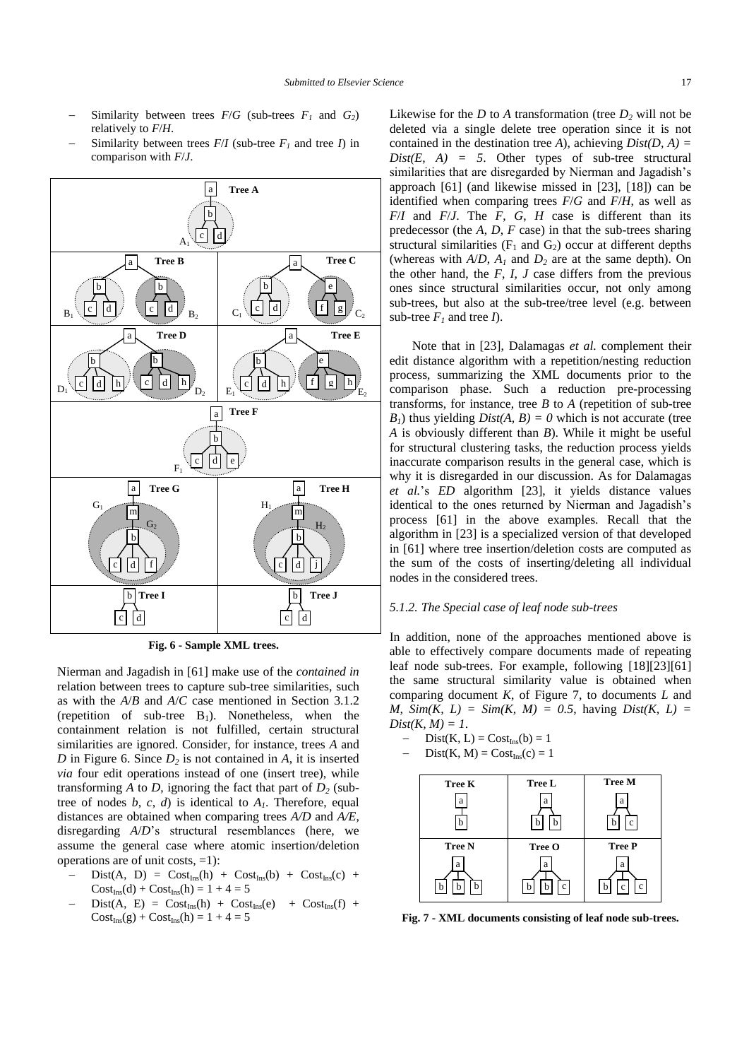- Similarity between trees *F*/*G* (sub-trees $F_1$ and $G_2$) relatively to *F*/*H*.
- Similarity between trees *F*/*I* (sub-tree $F_1$ and tree *I*) in comparison with *F*/*J*.

**Fig. 6 - Sample XML trees.**

Nierman and Jagadish in [61] make use of the *contained in* relation between trees to capture sub-tree similarities, such as with the *A*/*B* and *A*/*C* case mentioned in Section 3.1.2 (repetition of sub-tree $B_1$). Nonetheless, when the containment relation is not fulfilled, certain structural similarities are ignored. Consider, for instance, trees *A* and *D* in Figure 6. Since $D_2$ is not contained in *A*, it is inserted *via* four edit operations instead of one (insert tree), while transforming *A* to *D*, ignoring the fact that part of $D_2$ (sub-tree of nodes *b*, *c*, *d*) is identical to $A_1$. Therefore, equal distances are obtained when comparing trees *A/D* and *A/E*, disregarding *A*/*D*'s structural resemblances (here, we assume the general case where atomic insertion/deletion operations are of unit costs, =1):

- $Dist(A, D) = Cost_{Ins}(h) + Cost_{Ins}(b) + Cost_{Ins}(c) + Cost_{Ins}(d) + Cost_{Ins}(h) = 1 + 4 = 5$
- $Dist(A, E) = Cost_{Ins}(h) + Cost_{Ins}(e) + Cost_{Ins}(f) + Cost_{Ins}(g) + Cost_{Ins}(h) = 1 + 4 = 5$

Likewise for the *D* to *A* transformation (tree $D_2$ will not be deleted via a single delete tree operation since it is not contained in the destination tree *A*), achieving *Dist(D, A) = Dist(E, A) = 5*. Other types of sub-tree structural similarities that are disregarded by Nierman and Jagadish's approach [61] (and likewise missed in [23], [18]) can be identified when comparing trees *F*/*G* and *F*/*H*, as well as *F*/*I* and *F*/*J*. The *F*, *G*, *H* case is different than its predecessor (the *A*, *D*, *F* case) in that the sub-trees sharing structural similarities ($F_1$ and $G_2$) occur at different depths (whereas with *A*/*D*, $A_1$ and $D_2$ are at the same depth). On the other hand, the *F*, *I*, *J* case differs from the previous ones since structural similarities occur, not only among sub-trees, but also at the sub-tree/tree level (e.g. between sub-tree $F_1$ and tree *I*).

Note that in [23], Dalamagas *et al.* complement their edit distance algorithm with a repetition/nesting reduction process, summarizing the XML documents prior to the comparison phase. Such a reduction pre-processing transforms, for instance, tree *B* to *A* (repetition of sub-tree $B_1$) thus yielding *Dist(A, B) = 0* which is not accurate (tree *A* is obviously different than *B*). While it might be useful for structural clustering tasks, the reduction process yields inaccurate comparison results in the general case, which is why it is disregarded in our discussion. As for Dalamagas *et al.*'s *ED* algorithm [23], it yields distance values identical to the ones returned by Nierman and Jagadish's process [61] in the above examples. Recall that the algorithm in [23] is a specialized version of that developed in [61] where tree insertion/deletion costs are computed as the sum of the costs of inserting/deleting all individual nodes in the considered trees.

### 5.1.2. The Special case of leaf node sub-trees

In addition, none of the approaches mentioned above is able to effectively compare documents made of repeating leaf node sub-trees. For example, following [18][23][61] the same structural similarity value is obtained when comparing document *K*, of Figure 7, to documents *L* and *M*, *Sim(K, L) = Sim(K, M) = 0.5*, having *Dist(K, L) = Dist(K, M) = 1*.

- $Dist(K, L) = Cost_{Ins}(b) = 1$
- $Dist(K, M) = Cost_{Ins}(c) = 1$

**Fig. 7 - XML documents consisting of leaf node sub-trees.**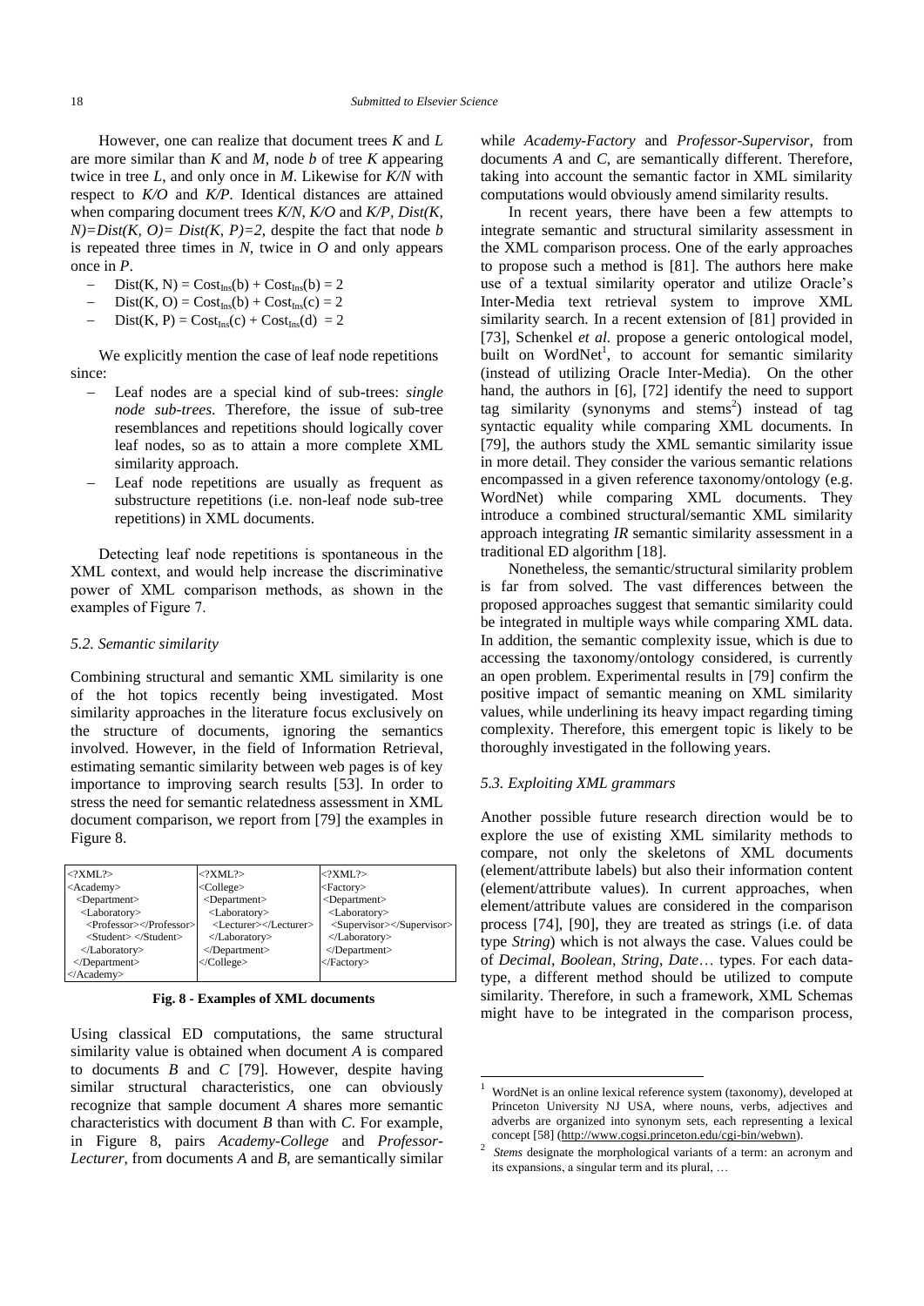However, one can realize that document trees *K* and *L* are more similar than *K* and *M*, node *b* of tree *K* appearing twice in tree *L*, and only once in *M*. Likewise for *K/N* with respect to *K/O* and *K/P*. Identical distances are attained when comparing document trees *K/N*, *K/O* and *K/P*, *Dist(K, N)=Dist(K, O)= Dist(K, P)=2*, despite the fact that node *b* is repeated three times in *N*, twice in *O* and only appears once in *P*.

- $\text{Dist}(K, N) = \text{Cost}_{Ins}(b) + \text{Cost}_{Ins}(b) = 2$
- $\text{Dist}(K, O) = \text{Cost}_{Ins}(b) + \text{Cost}_{Ins}(c) = 2$
- $\text{Dist}(K, P) = \text{Cost}_{Ins}(c) + \text{Cost}_{Ins}(d) = 2$

We explicitly mention the case of leaf node repetitions since:

- Leaf nodes are a special kind of sub-trees: *single node sub-trees*. Therefore, the issue of sub-tree resemblances and repetitions should logically cover leaf nodes, so as to attain a more complete XML similarity approach.
- Leaf node repetitions are usually as frequent as substructure repetitions (i.e. non-leaf node sub-tree repetitions) in XML documents.

Detecting leaf node repetitions is spontaneous in the XML context, and would help increase the discriminative power of XML comparison methods, as shown in the examples of Figure 7.

### *5.2. Semantic similarity*

Combining structural and semantic XML similarity is one of the hot topics recently being investigated. Most similarity approaches in the literature focus exclusively on the structure of documents, ignoring the semantics involved. However, in the field of Information Retrieval, estimating semantic similarity between web pages is of key importance to improving search results [53]. In order to stress the need for semantic relatedness assessment in XML document comparison, we report from [79] the examples in Figure 8.

```
<?XML?>                       <?XML?>                     <?XML?>
<Academy>                     <College>                   <Factory>
  <Department>                  <Department>                <Department>
   <Laboratory>                  <Laboratory>                <Laboratory>
    <Professor></Professor>       <Lecturer></Lecturer>       <Supervisor></Supervisor>
    <Student> </Student>         </Laboratory>               </Laboratory>
   </Laboratory>                </Department>               </Department>
  </Department>                </College>                  </Factory>
</Academy>
```

**Fig. 8 - Examples of XML documents**

Using classical ED computations, the same structural similarity value is obtained when document *A* is compared to documents *B* and *C* [79]. However, despite having similar structural characteristics, one can obviously recognize that sample document *A* shares more semantic characteristics with document *B* than with *C*. For example, in Figure 8, pairs *Academy-College* and *Professor-Lecturer*, from documents *A* and *B*, are semantically similar while *Academy-Factory* and *Professor-Supervisor*, from documents *A* and *C*, are semantically different. Therefore, taking into account the semantic factor in XML similarity computations would obviously amend similarity results.

In recent years, there have been a few attempts to integrate semantic and structural similarity assessment in the XML comparison process. One of the early approaches to propose such a method is [81]. The authors here make use of a textual similarity operator and utilize Oracle's Inter-Media text retrieval system to improve XML similarity search. In a recent extension of [81] provided in [73], Schenkel *et al.* propose a generic ontological model, built on WordNet[1], to account for semantic similarity (instead of utilizing Oracle Inter-Media). On the other hand, the authors in [6], [72] identify the need to support tag similarity (synonyms and stems[2]) instead of tag syntactic equality while comparing XML documents. In [79], the authors study the XML semantic similarity issue in more detail. They consider the various semantic relations encompassed in a given reference taxonomy/ontology (e.g. WordNet) while comparing XML documents. They introduce a combined structural/semantic XML similarity approach integrating *IR* semantic similarity assessment in a traditional ED algorithm [18].

Nonetheless, the semantic/structural similarity problem is far from solved. The vast differences between the proposed approaches suggest that semantic similarity could be integrated in multiple ways while comparing XML data. In addition, the semantic complexity issue, which is due to accessing the taxonomy/ontology considered, is currently an open problem. Experimental results in [79] confirm the positive impact of semantic meaning on XML similarity values, while underlining its heavy impact regarding timing complexity. Therefore, this emergent topic is likely to be thoroughly investigated in the following years.

### *5.3. Exploiting XML grammars*

Another possible future research direction would be to explore the use of existing XML similarity methods to compare, not only the skeletons of XML documents (element/attribute labels) but also their information content (element/attribute values). In current approaches, when element/attribute values are considered in the comparison process [74], [90], they are treated as strings (i.e. of data type *String*) which is not always the case. Values could be of *Decimal*, *Boolean*, *String*, *Date*… types. For each data-type, a different method should be utilized to compute similarity. Therefore, in such a framework, XML Schemas might have to be integrated in the comparison process,

---

[1] WordNet is an online lexical reference system (taxonomy), developed at Princeton University NJ USA, where nouns, verbs, adjectives and adverbs are organized into synonym sets, each representing a lexical concept [58] (http://www.cogsi.princeton.edu/cgi-bin/webwn).

[2] *Stems* designate the morphological variants of a term: an acronym and its expansions, a singular term and its plural, …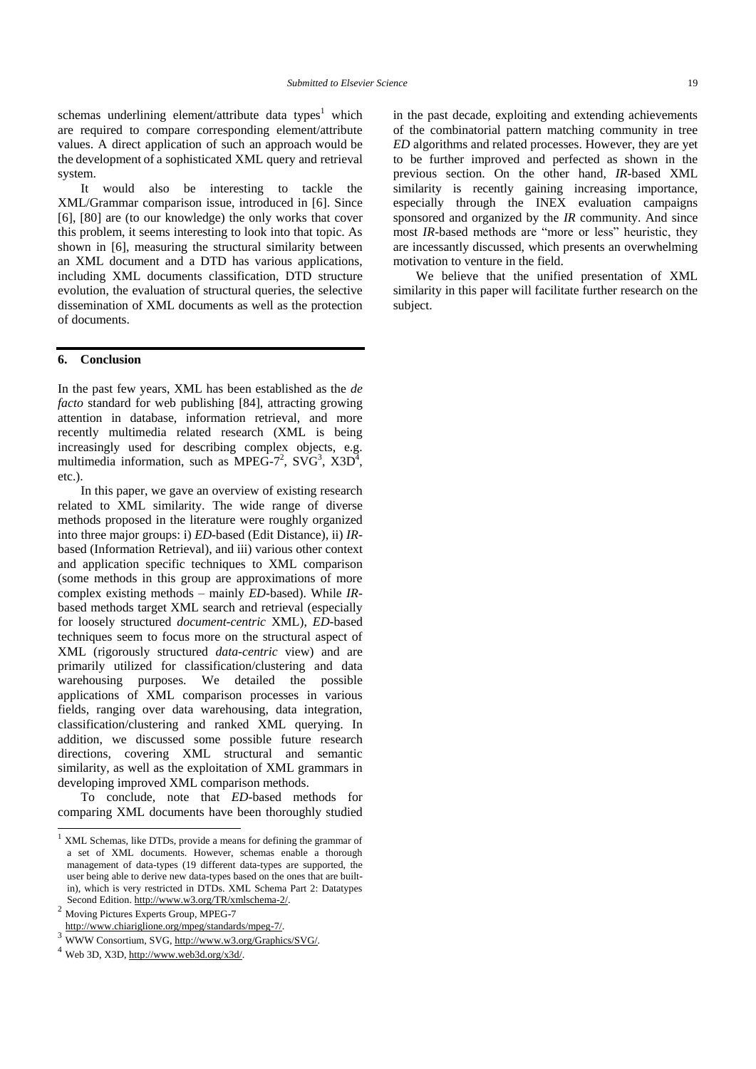schemas underlining element/attribute data types[1] which are required to compare corresponding element/attribute values. A direct application of such an approach would be the development of a sophisticated XML query and retrieval system.

It would also be interesting to tackle the XML/Grammar comparison issue, introduced in [6]. Since [6], [80] are (to our knowledge) the only works that cover this problem, it seems interesting to look into that topic. As shown in [6], measuring the structural similarity between an XML document and a DTD has various applications, including XML documents classification, DTD structure evolution, the evaluation of structural queries, the selective dissemination of XML documents as well as the protection of documents.

## 6. Conclusion

In the past few years, XML has been established as the *de facto* standard for web publishing [84], attracting growing attention in database, information retrieval, and more recently multimedia related research (XML is being increasingly used for describing complex objects, e.g. multimedia information, such as MPEG-7[2], SVG[3], X3D[4], etc.).

In this paper, we gave an overview of existing research related to XML similarity. The wide range of diverse methods proposed in the literature were roughly organized into three major groups: i) *ED*-based (Edit Distance), ii) *IR*-based (Information Retrieval), and iii) various other context and application specific techniques to XML comparison (some methods in this group are approximations of more complex existing methods – mainly *ED*-based). While *IR*-based methods target XML search and retrieval (especially for loosely structured *document-centric* XML), *ED*-based techniques seem to focus more on the structural aspect of XML (rigorously structured *data-centric* view) and are primarily utilized for classification/clustering and data warehousing purposes. We detailed the possible applications of XML comparison processes in various fields, ranging over data warehousing, data integration, classification/clustering and ranked XML querying. In addition, we discussed some possible future research directions, covering XML structural and semantic similarity, as well as the exploitation of XML grammars in developing improved XML comparison methods.

To conclude, note that *ED*-based methods for comparing XML documents have been thoroughly studied in the past decade, exploiting and extending achievements of the combinatorial pattern matching community in tree *ED* algorithms and related processes. However, they are yet to be further improved and perfected as shown in the previous section. On the other hand, *IR*-based XML similarity is recently gaining increasing importance, especially through the INEX evaluation campaigns sponsored and organized by the *IR* community. And since most *IR*-based methods are "more or less" heuristic, they are incessantly discussed, which presents an overwhelming motivation to venture in the field.

We believe that the unified presentation of XML similarity in this paper will facilitate further research on the subject.

---

[1] XML Schemas, like DTDs, provide a means for defining the grammar of a set of XML documents. However, schemas enable a thorough management of data-types (19 different data-types are supported, the user being able to derive new data-types based on the ones that are built-in), which is very restricted in DTDs. XML Schema Part 2: Datatypes Second Edition. http://www.w3.org/TR/xmlschema-2/.

[2] Moving Pictures Experts Group, MPEG-7 http://www.chiariglione.org/mpeg/standards/mpeg-7/.

[3] WWW Consortium, SVG, http://www.w3.org/Graphics/SVG/.

[4] Web 3D, X3D, http://www.web3d.org/x3d/.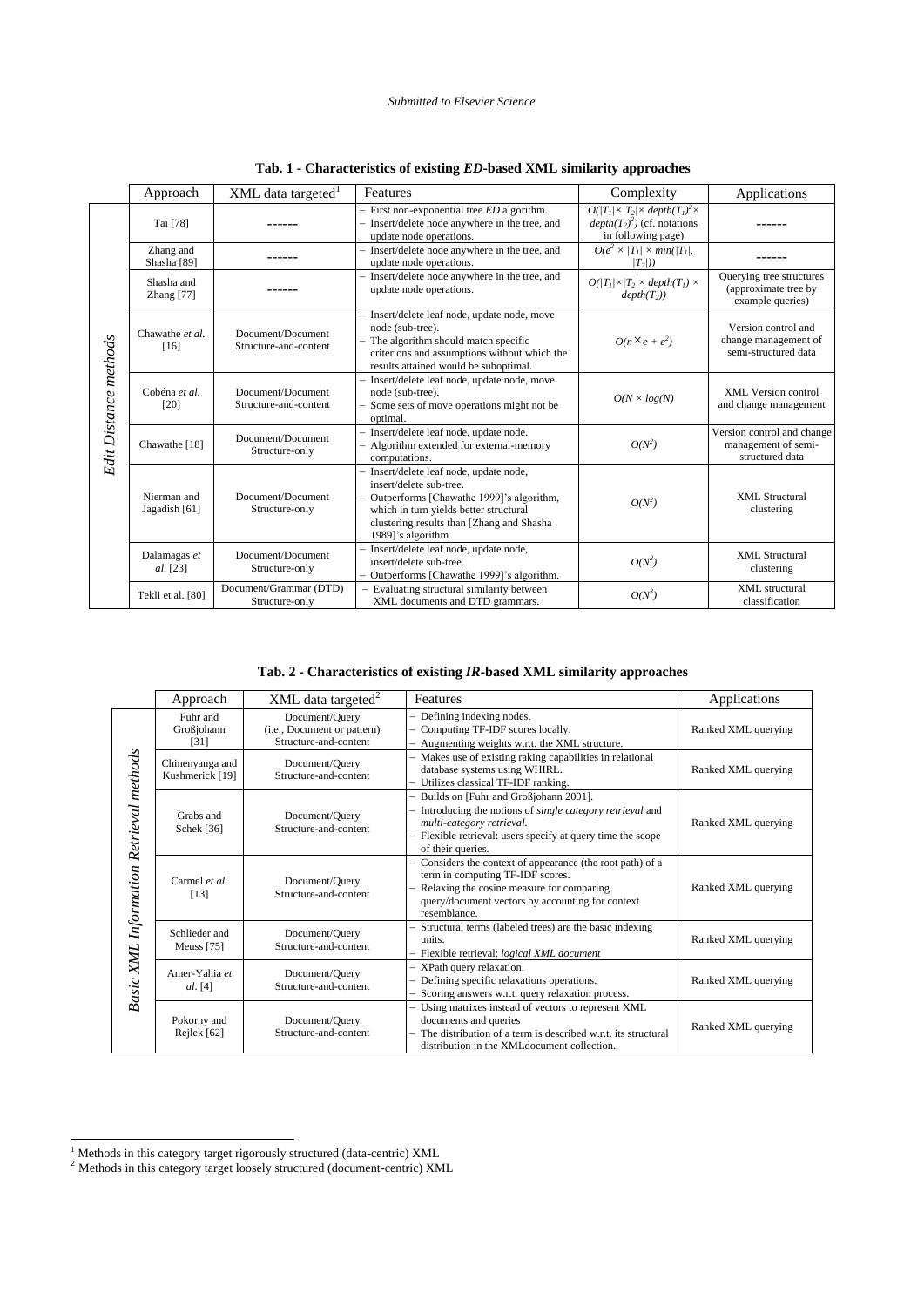**Tab. 1 - Characteristics of existing *ED*-based XML similarity approaches**

| | Approach | XML data targeted[1] | Features | Complexity | Applications |
|---|---|---|---|---|---|
| *Edit Distance methods* | Tai [78] | ------ | – First non-exponential tree *ED* algorithm.<br>– Insert/delete node anywhere in the tree, and update node operations. | $O(\lvert T_1\rvert \times \lvert T_2\rvert \times depth(T_1)^2 \times depth(T_2)^2)$ (cf. notations in following page) | ------ |
| | Zhang and Shasha [89] | ------ | – Insert/delete node anywhere in the tree, and update node operations. | $O(e^2 \times \lvert T_1\rvert \times min(\lvert T_1\rvert, \lvert T_2\rvert))$ | ------ |
| | Shasha and Zhang [77] | ------ | – Insert/delete node anywhere in the tree, and update node operations. | $O(\lvert T_1\rvert \times \lvert T_2\rvert \times depth(T_1) \times depth(T_2))$ | Querying tree structures (approximate tree by example queries) |
| | Chawathe *et al.* [16] | Document/Document Structure-and-content | – Insert/delete leaf node, update node, move node (sub-tree).<br>– The algorithm should match specific criterions and assumptions without which the results attained would be suboptimal. | $O(n \times e + e^2)$ | Version control and change management of semi-structured data |
| | Cobéna *et al.* [20] | Document/Document Structure-and-content | – Insert/delete leaf node, update node, move node (sub-tree).<br>– Some sets of move operations might not be optimal. | $O(N \times log(N)$ | XML Version control and change management |
| | Chawathe [18] | Document/Document Structure-only | – Insert/delete leaf node, update node.<br>– Algorithm extended for external-memory computations. | $O(N^2)$ | Version control and change management of semi-structured data |
| | Nierman and Jagadish [61] | Document/Document Structure-only | – Insert/delete leaf node, update node, insert/delete sub-tree.<br>– Outperforms [Chawathe 1999]'s algorithm, which in turn yields better structural clustering results than [Zhang and Shasha 1989]'s algorithm. | $O(N^2)$ | XML Structural clustering |
| | Dalamagas *et al.* [23] | Document/Document Structure-only | – Insert/delete leaf node, update node, insert/delete sub-tree.<br>– Outperforms [Chawathe 1999]'s algorithm. | $O(N^2)$ | XML Structural clustering |
| | Tekli et al. [80] | Document/Grammar (DTD) Structure-only | – Evaluating structural similarity between XML documents and DTD grammars. | $O(N^3)$ | XML structural classification |

**Tab. 2 - Characteristics of existing *IR*-based XML similarity approaches**

| | Approach | XML data targeted[2] | Features | Applications |
|---|---|---|---|---|
| *Basic XML Information Retrieval methods* | Fuhr and Großjohann [31] | Document/Query (i.e., Document or pattern) Structure-and-content | – Defining indexing nodes.<br>– Computing TF-IDF scores locally.<br>– Augmenting weights w.r.t. the XML structure. | Ranked XML querying |
| | Chinenyanga and Kushmerick [19] | Document/Query Structure-and-content | – Makes use of existing raking capabilities in relational database systems using WHIRL.<br>– Utilizes classical TF-IDF ranking. | Ranked XML querying |
| | Grabs and Schek [36] | Document/Query Structure-and-content | – Builds on [Fuhr and Großjohann 2001].<br>– Introducing the notions of *single category retrieval* and *multi-category retrieval*.<br>– Flexible retrieval: users specify at query time the scope of their queries. | Ranked XML querying |
| | Carmel *et al.* [13] | Document/Query Structure-and-content | – Considers the context of appearance (the root path) of a term in computing TF-IDF scores.<br>– Relaxing the cosine measure for comparing query/document vectors by accounting for context resemblance. | Ranked XML querying |
| | Schlieder and Meuss [75] | Document/Query Structure-and-content | – Structural terms (labeled trees) are the basic indexing units.<br>– Flexible retrieval: *logical XML document* | Ranked XML querying |
| | Amer-Yahia *et al.* [4] | Document/Query Structure-and-content | – XPath query relaxation.<br>– Defining specific relaxations operations.<br>– Scoring answers w.r.t. query relaxation process. | Ranked XML querying |
| | Pokorny and Rejlek [62] | Document/Query Structure-and-content | – Using matrixes instead of vectors to represent XML documents and queries<br>– The distribution of a term is described w.r.t. its structural distribution in the XMLdocument collection. | Ranked XML querying |

[1] Methods in this category target rigorously structured (data-centric) XML
[2] Methods in this category target loosely structured (document-centric) XML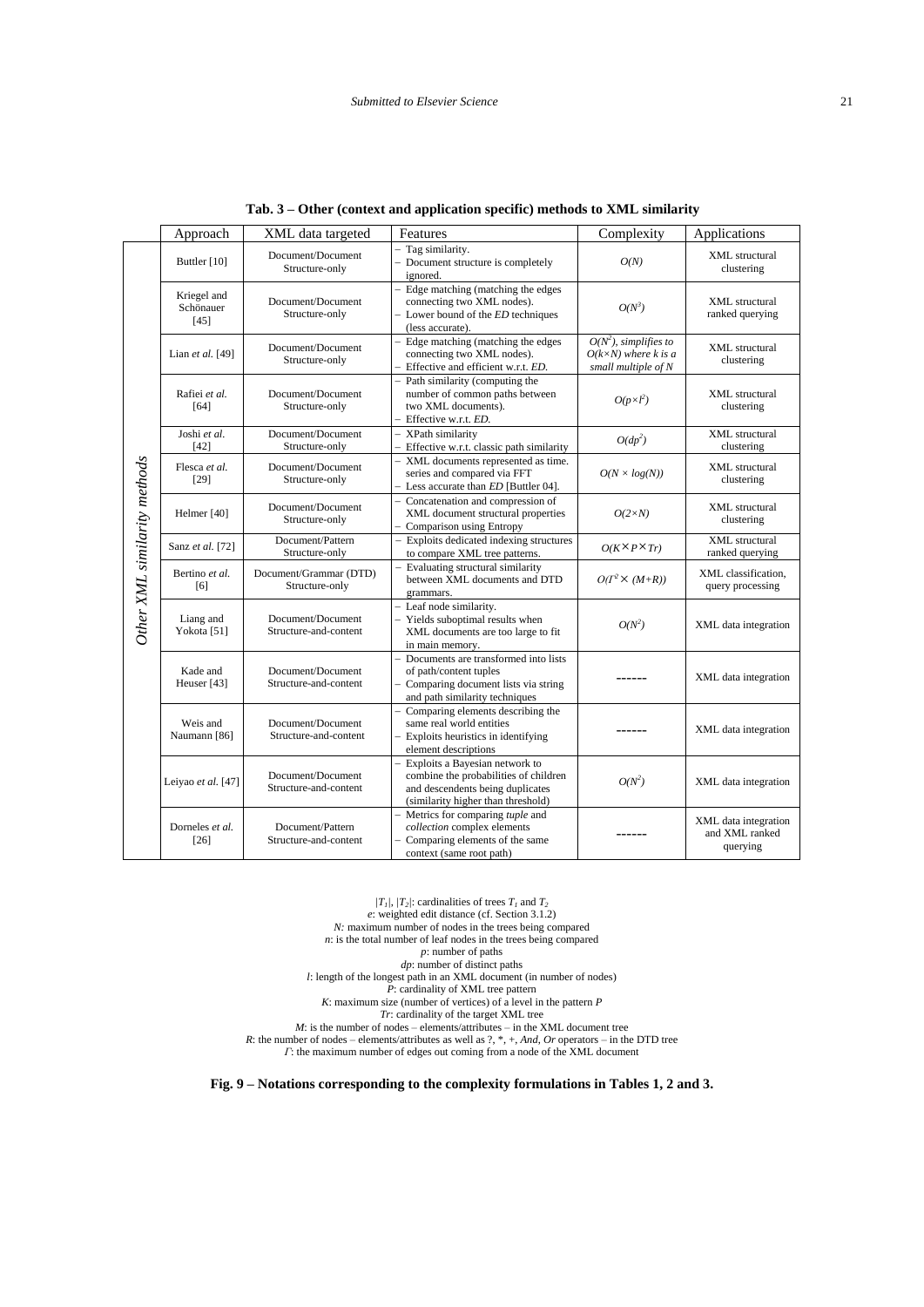**Tab. 3 – Other (context and application specific) methods to XML similarity**

| | Approach | XML data targeted | Features | Complexity | Applications |
|---|---|---|---|---|---|
| *Other XML similarity methods* | Buttler [10] | Document/Document Structure-only | – Tag similarity.<br>– Document structure is completely ignored. | $O(N)$ | XML structural clustering |
| | Kriegel and Schönauer [45] | Document/Document Structure-only | – Edge matching (matching the edges connecting two XML nodes).<br>– Lower bound of the *ED* techniques (less accurate). | $O(N^3)$ | XML structural ranked querying |
| | Lian *et al.* [49] | Document/Document Structure-only | – Edge matching (matching the edges connecting two XML nodes).<br>– Effective and efficient w.r.t. *ED*. | $O(N^2)$, *simplifies to* $O(k \times N)$ *where k is a small multiple of N* | XML structural clustering |
| | Rafiei *et al.* [64] | Document/Document Structure-only | – Path similarity (computing the number of common paths between two XML documents).<br>– Effective w.r.t. *ED*. | $O(p \times l^2)$ | XML structural clustering |
| | Joshi *et al.* [42] | Document/Document Structure-only | – XPath similarity<br>– Effective w.r.t. classic path similarity | $O(dp^2)$ | XML structural clustering |
| | Flesca *et al.* [29] | Document/Document Structure-only | – XML documents represented as time. series and compared via FFT<br>– Less accurate than *ED* [Buttler 04]. | $O(N \times log(N))$ | XML structural clustering |
| | Helmer [40] | Document/Document Structure-only | – Concatenation and compression of XML document structural properties<br>– Comparison using Entropy | $O(2 \times N)$ | XML structural clustering |
| | Sanz *et al.* [72] | Document/Pattern Structure-only | – Exploits dedicated indexing structures to compare XML tree patterns. | $O(K \times P \times Tr)$ | XML structural ranked querying |
| | Bertino *et al.* [6] | Document/Grammar (DTD) Structure-only | – Evaluating structural similarity between XML documents and DTD grammars. | $O(\Gamma^2 \times (M+R))$ | XML classification, query processing |
| | Liang and Yokota [51] | Document/Document Structure-and-content | – Leaf node similarity.<br>– Yields suboptimal results when XML documents are too large to fit in main memory. | $O(N^2)$ | XML data integration |
| | Kade and Heuser [43] | Document/Document Structure-and-content | – Documents are transformed into lists of path/content tuples<br>– Comparing document lists via string and path similarity techniques | ------ | XML data integration |
| | Weis and Naumann [86] | Document/Document Structure-and-content | – Comparing elements describing the same real world entities<br>– Exploits heuristics in identifying element descriptions | ------ | XML data integration |
| | Leiyao *et al.* [47] | Document/Document Structure-and-content | – Exploits a Bayesian network to combine the probabilities of children and descendents being duplicates (similarity higher than threshold) | $O(N^2)$ | XML data integration |
| | Dorneles *et al.* [26] | Document/Pattern Structure-and-content | – Metrics for comparing *tuple* and *collection* complex elements<br>– Comparing elements of the same context (same root path) | ------ | XML data integration and XML ranked querying |

$|T_1|$, $|T_2|$: cardinalities of trees $T_1$ and $T_2$
$e$: weighted edit distance (cf. Section 3.1.2)
$N$: maximum number of nodes in the trees being compared
$n$: is the total number of leaf nodes in the trees being compared
$p$: number of paths
$dp$: number of distinct paths
$l$: length of the longest path in an XML document (in number of nodes)
$P$: cardinality of XML tree pattern
$K$: maximum size (number of vertices) of a level in the pattern $P$
$Tr$: cardinality of the target XML tree
$M$: is the number of nodes – elements/attributes – in the XML document tree
$R$: the number of nodes – elements/attributes as well as ?, *, +, *And*, *Or* operators – in the DTD tree
$\Gamma$: the maximum number of edges out coming from a node of the XML document

**Fig. 9 – Notations corresponding to the complexity formulations in Tables 1, 2 and 3.**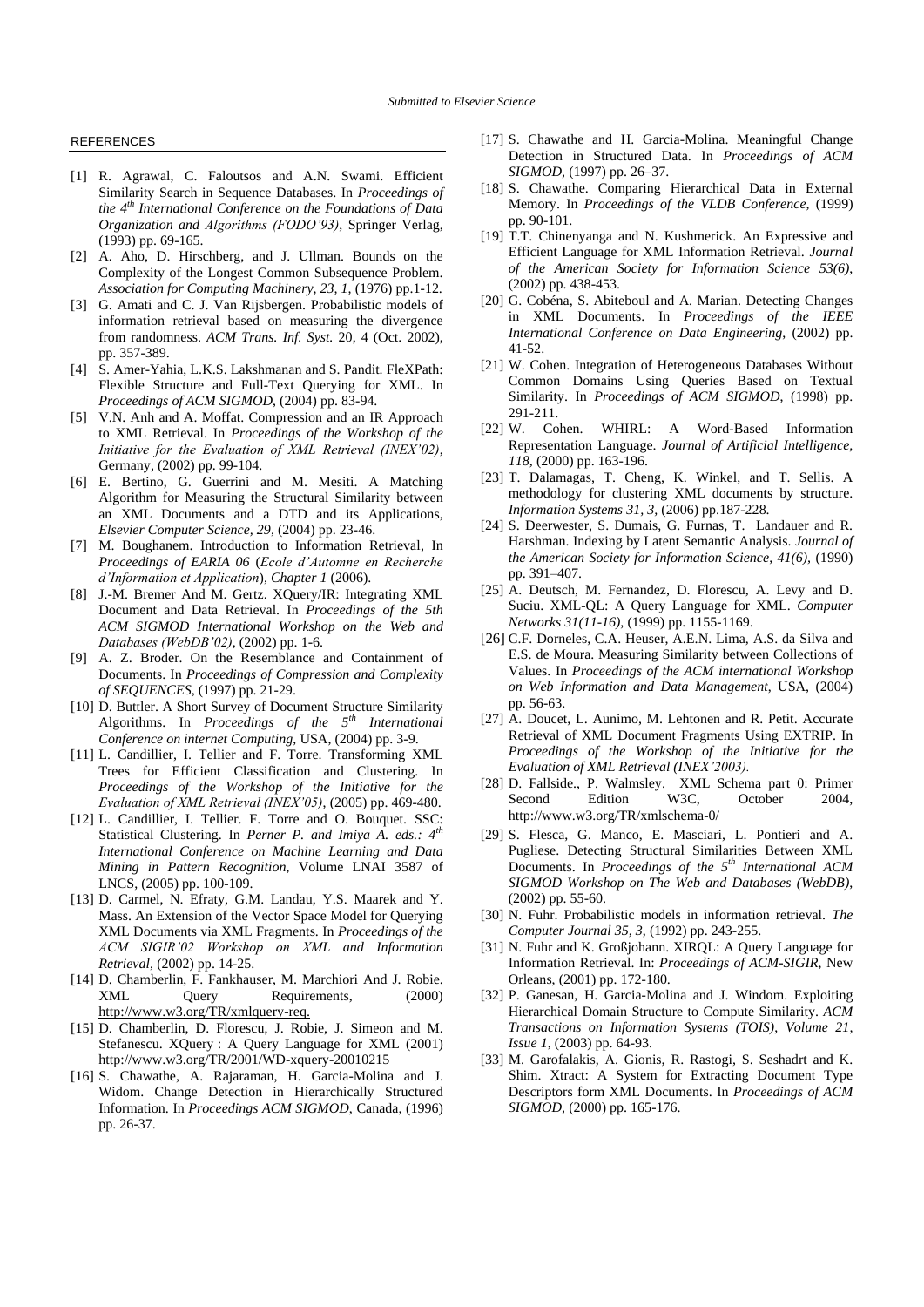## REFERENCES

[1] R. Agrawal, C. Faloutsos and A.N. Swami. Efficient Similarity Search in Sequence Databases. In *Proceedings of the 4th International Conference on the Foundations of Data Organization and Algorithms (FODO'93)*, Springer Verlag, (1993) pp. 69-165.

[2] A. Aho, D. Hirschberg, and J. Ullman. Bounds on the Complexity of the Longest Common Subsequence Problem. *Association for Computing Machinery, 23, 1*, (1976) pp.1-12.

[3] G. Amati and C. J. Van Rijsbergen. Probabilistic models of information retrieval based on measuring the divergence from randomness. *ACM Trans. Inf. Syst.* 20, 4 (Oct. 2002), pp. 357-389.

[4] S. Amer-Yahia, L.K.S. Lakshmanan and S. Pandit. FleXPath: Flexible Structure and Full-Text Querying for XML. In *Proceedings of ACM SIGMOD*, (2004) pp. 83-94.

[5] V.N. Anh and A. Moffat. Compression and an IR Approach to XML Retrieval. In *Proceedings of the Workshop of the Initiative for the Evaluation of XML Retrieval (INEX'02)*, Germany, (2002) pp. 99-104.

[6] E. Bertino, G. Guerrini and M. Mesiti. A Matching Algorithm for Measuring the Structural Similarity between an XML Documents and a DTD and its Applications, *Elsevier Computer Science, 29*, (2004) pp. 23-46.

[7] M. Boughanem. Introduction to Information Retrieval, In *Proceedings of EARIA 06* (*Ecole d'Automne en Recherche d'Information et Application*), *Chapter 1* (2006).

[8] J.-M. Bremer And M. Gertz. XQuery/IR: Integrating XML Document and Data Retrieval. In *Proceedings of the 5th ACM SIGMOD International Workshop on the Web and Databases (WebDB'02)*, (2002) pp. 1-6.

[9] A. Z. Broder. On the Resemblance and Containment of Documents. In *Proceedings of Compression and Complexity of SEQUENCES*, (1997) pp. 21-29.

[10] D. Buttler. A Short Survey of Document Structure Similarity Algorithms. In *Proceedings of the 5th International Conference on internet Computing*, USA, (2004) pp. 3-9.

[11] L. Candillier, I. Tellier and F. Torre. Transforming XML Trees for Efficient Classification and Clustering. In *Proceedings of the Workshop of the Initiative for the Evaluation of XML Retrieval (INEX'05)*, (2005) pp. 469-480.

[12] L. Candillier, I. Tellier. F. Torre and O. Bouquet. SSC: Statistical Clustering. In *Perner P. and Imiya A. eds.: 4th International Conference on Machine Learning and Data Mining in Pattern Recognition*, Volume LNAI 3587 of LNCS, (2005) pp. 100-109.

[13] D. Carmel, N. Efraty, G.M. Landau, Y.S. Maarek and Y. Mass. An Extension of the Vector Space Model for Querying XML Documents via XML Fragments. In *Proceedings of the ACM SIGIR'02 Workshop on XML and Information Retrieval*, (2002) pp. 14-25.

[14] D. Chamberlin, F. Fankhauser, M. Marchiori And J. Robie. XML Query Requirements, (2000) http://www.w3.org/TR/xmlquery-req.

[15] D. Chamberlin, D. Florescu, J. Robie, J. Simeon and M. Stefanescu. XQuery : A Query Language for XML (2001) http://www.w3.org/TR/2001/WD-xquery-20010215

[16] S. Chawathe, A. Rajaraman, H. Garcia-Molina and J. Widom. Change Detection in Hierarchically Structured Information. In *Proceedings ACM SIGMOD*, Canada, (1996) pp. 26-37.

[17] S. Chawathe and H. Garcia-Molina. Meaningful Change Detection in Structured Data. In *Proceedings of ACM SIGMOD*, (1997) pp. 26–37.

[18] S. Chawathe. Comparing Hierarchical Data in External Memory. In *Proceedings of the VLDB Conference*, (1999) pp. 90-101.

[19] T.T. Chinenyanga and N. Kushmerick. An Expressive and Efficient Language for XML Information Retrieval. *Journal of the American Society for Information Science 53(6)*, (2002) pp. 438-453.

[20] G. Cobéna, S. Abiteboul and A. Marian. Detecting Changes in XML Documents. In *Proceedings of the IEEE International Conference on Data Engineering*, (2002) pp. 41-52.

[21] W. Cohen. Integration of Heterogeneous Databases Without Common Domains Using Queries Based on Textual Similarity. In *Proceedings of ACM SIGMOD*, (1998) pp. 291-211.

[22] W. Cohen. WHIRL: A Word-Based Information Representation Language. *Journal of Artificial Intelligence, 118*, (2000) pp. 163-196.

[23] T. Dalamagas, T. Cheng, K. Winkel, and T. Sellis. A methodology for clustering XML documents by structure. *Information Systems 31, 3*, (2006) pp.187-228.

[24] S. Deerwester, S. Dumais, G. Furnas, T. Landauer and R. Harshman. Indexing by Latent Semantic Analysis. *Journal of the American Society for Information Science, 41(6)*, (1990) pp. 391–407.

[25] A. Deutsch, M. Fernandez, D. Florescu, A. Levy and D. Suciu. XML-QL: A Query Language for XML. *Computer Networks 31(11-16)*, (1999) pp. 1155-1169.

[26] C.F. Dorneles, C.A. Heuser, A.E.N. Lima, A.S. da Silva and E.S. de Moura. Measuring Similarity between Collections of Values. In *Proceedings of the ACM international Workshop on Web Information and Data Management*, USA, (2004) pp. 56-63.

[27] A. Doucet, L. Aunimo, M. Lehtonen and R. Petit. Accurate Retrieval of XML Document Fragments Using EXTRIP. In *Proceedings of the Workshop of the Initiative for the Evaluation of XML Retrieval (INEX'2003)*.

[28] D. Fallside., P. Walmsley. XML Schema part 0: Primer Second Edition W3C, October 2004, http://www.w3.org/TR/xmlschema-0/

[29] S. Flesca, G. Manco, E. Masciari, L. Pontieri and A. Pugliese. Detecting Structural Similarities Between XML Documents. In *Proceedings of the 5th International ACM SIGMOD Workshop on The Web and Databases (WebDB)*, (2002) pp. 55-60.

[30] N. Fuhr. Probabilistic models in information retrieval. *The Computer Journal 35, 3*, (1992) pp. 243-255.

[31] N. Fuhr and K. Großjohann. XIRQL: A Query Language for Information Retrieval. In: *Proceedings of ACM-SIGIR*, New Orleans, (2001) pp. 172-180.

[32] P. Ganesan, H. Garcia-Molina and J. Windom. Exploiting Hierarchical Domain Structure to Compute Similarity. *ACM Transactions on Information Systems (TOIS), Volume 21, Issue 1*, (2003) pp. 64-93.

[33] M. Garofalakis, A. Gionis, R. Rastogi, S. Seshadrt and K. Shim. Xtract: A System for Extracting Document Type Descriptors form XML Documents. In *Proceedings of ACM SIGMOD*, (2000) pp. 165-176.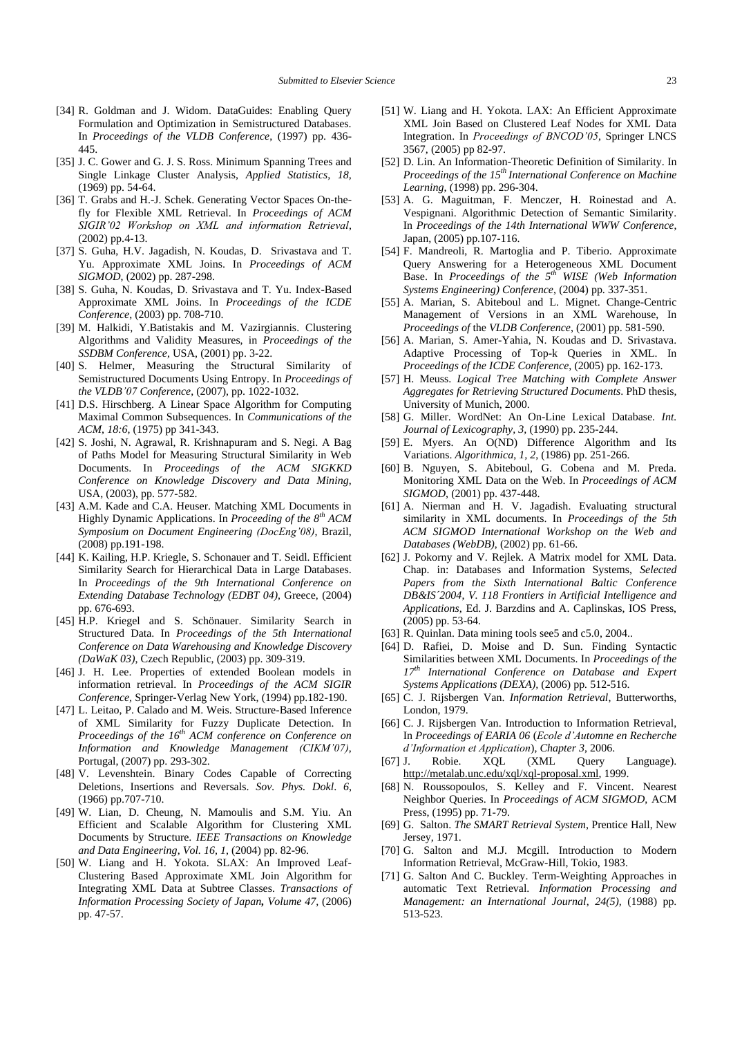[34] R. Goldman and J. Widom. DataGuides: Enabling Query Formulation and Optimization in Semistructured Databases. In *Proceedings of the VLDB Conference*, (1997) pp. 436-445.

[35] J. C. Gower and G. J. S. Ross. Minimum Spanning Trees and Single Linkage Cluster Analysis, *Applied Statistics, 18*, (1969) pp. 54-64.

[36] T. Grabs and H.-J. Schek. Generating Vector Spaces On-the-fly for Flexible XML Retrieval. In *Proceedings of ACM SIGIR'02 Workshop on XML and information Retrieval*, (2002) pp.4-13.

[37] S. Guha, H.V. Jagadish, N. Koudas, D. Srivastava and T. Yu. Approximate XML Joins. In *Proceedings of ACM SIGMOD*, (2002) pp. 287-298.

[38] S. Guha, N. Koudas, D. Srivastava and T. Yu. Index-Based Approximate XML Joins. In *Proceedings of the ICDE Conference*, (2003) pp. 708-710.

[39] M. Halkidi, Y.Batistakis and M. Vazirgiannis. Clustering Algorithms and Validity Measures, in *Proceedings of the SSDBM Conference*, USA, (2001) pp. 3-22.

[40] S. Helmer, Measuring the Structural Similarity of Semistructured Documents Using Entropy. In *Proceedings of the VLDB'07 Conference*, (2007), pp. 1022-1032.

[41] D.S. Hirschberg. A Linear Space Algorithm for Computing Maximal Common Subsequences. In *Communications of the ACM, 18:6*, (1975) pp 341-343.

[42] S. Joshi, N. Agrawal, R. Krishnapuram and S. Negi. A Bag of Paths Model for Measuring Structural Similarity in Web Documents. In *Proceedings of the ACM SIGKKD Conference on Knowledge Discovery and Data Mining*, USA, (2003), pp. 577-582.

[43] A.M. Kade and C.A. Heuser. Matching XML Documents in Highly Dynamic Applications. In *Proceeding of the 8th ACM Symposium on Document Engineering (DocEng'08)*, Brazil, (2008) pp.191-198.

[44] K. Kailing, H.P. Kriegle, S. Schonauer and T. Seidl. Efficient Similarity Search for Hierarchical Data in Large Databases. In *Proceedings of the 9th International Conference on Extending Database Technology (EDBT 04)*, Greece, (2004) pp. 676-693.

[45] H.P. Kriegel and S. Schönauer. Similarity Search in Structured Data. In *Proceedings of the 5th International Conference on Data Warehousing and Knowledge Discovery (DaWaK 03)*, Czech Republic, (2003) pp. 309-319.

[46] J. H. Lee. Properties of extended Boolean models in information retrieval. In *Proceedings of the ACM SIGIR Conference*, Springer-Verlag New York, (1994) pp.182-190.

[47] L. Leitao, P. Calado and M. Weis. Structure-Based Inference of XML Similarity for Fuzzy Duplicate Detection. In *Proceedings of the 16th ACM conference on Conference on Information and Knowledge Management (CIKM'07)*, Portugal, (2007) pp. 293-302.

[48] V. Levenshtein. Binary Codes Capable of Correcting Deletions, Insertions and Reversals. *Sov. Phys. Dokl. 6*, (1966) pp.707-710.

[49] W. Lian, D. Cheung, N. Mamoulis and S.M. Yiu. An Efficient and Scalable Algorithm for Clustering XML Documents by Structure. *IEEE Transactions on Knowledge and Data Engineering, Vol. 16, 1*, (2004) pp. 82-96.

[50] W. Liang and H. Yokota. SLAX: An Improved Leaf-Clustering Based Approximate XML Join Algorithm for Integrating XML Data at Subtree Classes. *Transactions of Information Processing Society of Japan*, ***Volume 47***, (2006) pp. 47-57.

[51] W. Liang and H. Yokota. LAX: An Efficient Approximate XML Join Based on Clustered Leaf Nodes for XML Data Integration. In *Proceedings of BNCOD'05*, Springer LNCS 3567, (2005) pp 82-97.

[52] D. Lin. An Information-Theoretic Definition of Similarity. In *Proceedings of the 15th International Conference on Machine Learning*, (1998) pp. 296-304.

[53] A. G. Maguitman, F. Menczer, H. Roinestad and A. Vespignani. Algorithmic Detection of Semantic Similarity. In *Proceedings of the 14th International WWW Conference*, Japan, (2005) pp.107-116.

[54] F. Mandreoli, R. Martoglia and P. Tiberio. Approximate Query Answering for a Heterogeneous XML Document Base. In *Proceedings of the 5th WISE (Web Information Systems Engineering) Conference*, (2004) pp. 337-351.

[55] A. Marian, S. Abiteboul and L. Mignet. Change-Centric Management of Versions in an XML Warehouse, In *Proceedings of the VLDB Conference*, (2001) pp. 581-590.

[56] A. Marian, S. Amer-Yahia, N. Koudas and D. Srivastava. Adaptive Processing of Top-k Queries in XML. In *Proceedings of the ICDE Conference*, (2005) pp. 162-173.

[57] H. Meuss. *Logical Tree Matching with Complete Answer Aggregates for Retrieving Structured Documents*. PhD thesis, University of Munich, 2000.

[58] G. Miller. WordNet: An On-Line Lexical Database. *Int. Journal of Lexicography, 3*, (1990) pp. 235-244.

[59] E. Myers. An O(ND) Difference Algorithm and Its Variations. *Algorithmica, 1, 2*, (1986) pp. 251-266.

[60] B. Nguyen, S. Abiteboul, G. Cobena and M. Preda. Monitoring XML Data on the Web. In *Proceedings of ACM SIGMOD*, (2001) pp. 437-448.

[61] A. Nierman and H. V. Jagadish. Evaluating structural similarity in XML documents. In *Proceedings of the 5th ACM SIGMOD International Workshop on the Web and Databases (WebDB)*, (2002) pp. 61-66.

[62] J. Pokorny and V. Rejlek. A Matrix model for XML Data. Chap. in: Databases and Information Systems, *Selected Papers from the Sixth International Baltic Conference DB&IS´2004, V. 118 Frontiers in Artificial Intelligence and Applications*, Ed. J. Barzdins and A. Caplinskas, IOS Press, (2005) pp. 53-64.

[63] R. Quinlan. Data mining tools see5 and c5.0, 2004..

[64] D. Rafiei, D. Moise and D. Sun. Finding Syntactic Similarities between XML Documents. In *Proceedings of the 17th International Conference on Database and Expert Systems Applications (DEXA)*, (2006) pp. 512-516.

[65] C. J. Rijsbergen Van. *Information Retrieval*, Butterworths, London, 1979.

[66] C. J. Rijsbergen Van. Introduction to Information Retrieval, In *Proceedings of EARIA 06* (*Ecole d'Automne en Recherche d'Information et Application*), *Chapter 3*, 2006.

[67] J. Robie. XQL (XML Query Language). http://metalab.unc.edu/xql/xql-proposal.xml, 1999.

[68] N. Roussopoulos, S. Kelley and F. Vincent. Nearest Neighbor Queries. In *Proceedings of ACM SIGMOD*, ACM Press, (1995) pp. 71-79.

[69] G. Salton. *The SMART Retrieval System*, Prentice Hall, New Jersey, 1971.

[70] G. Salton and M.J. Mcgill. Introduction to Modern Information Retrieval, McGraw-Hill, Tokio, 1983.

[71] G. Salton And C. Buckley. Term-Weighting Approaches in automatic Text Retrieval. *Information Processing and Management: an International Journal, 24(5)*, (1988) pp. 513-523.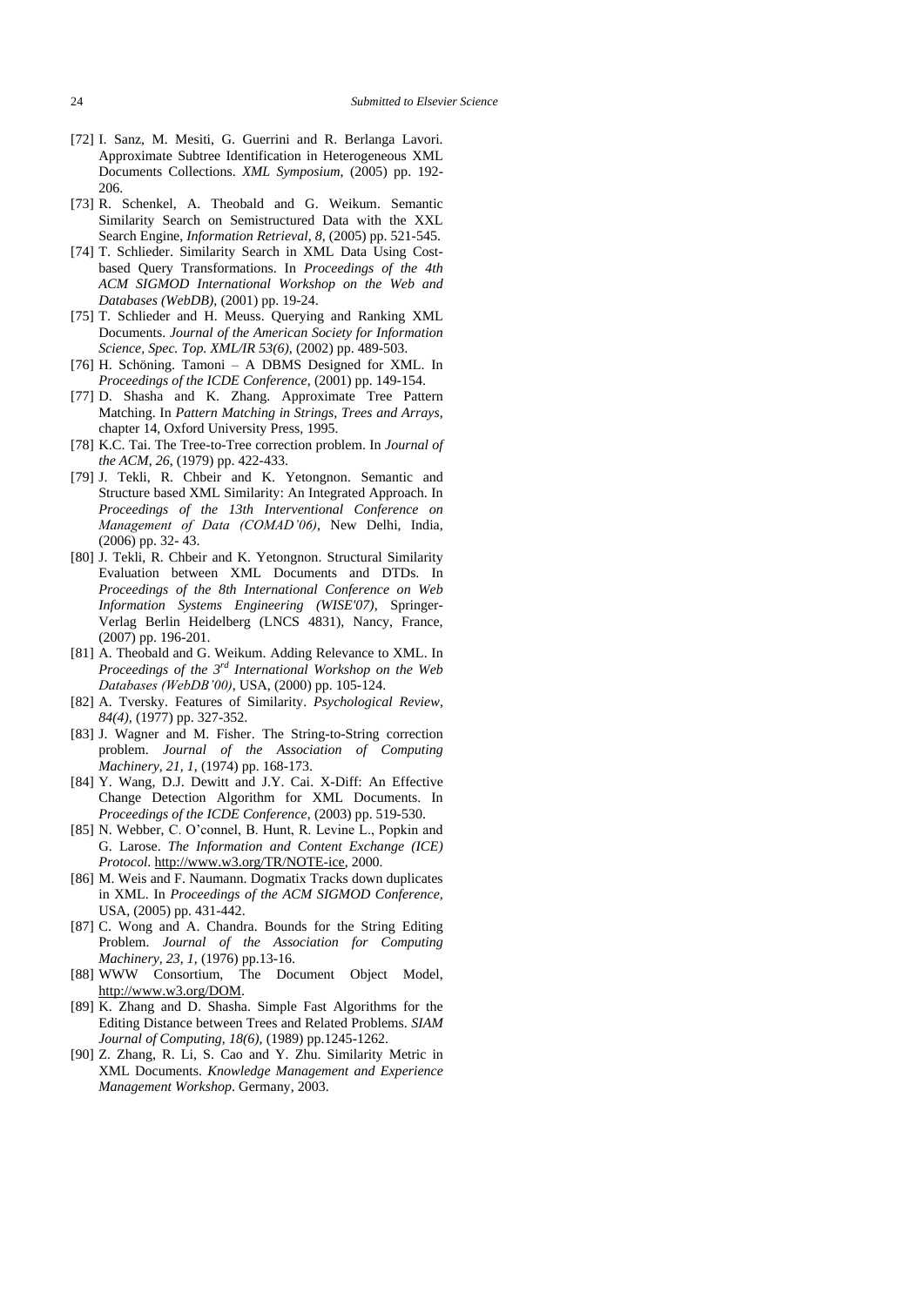[72] I. Sanz, M. Mesiti, G. Guerrini and R. Berlanga Lavori. Approximate Subtree Identification in Heterogeneous XML Documents Collections. *XML Symposium*, (2005) pp. 192-206.

[73] R. Schenkel, A. Theobald and G. Weikum. Semantic Similarity Search on Semistructured Data with the XXL Search Engine, *Information Retrieval, 8*, (2005) pp. 521-545.

[74] T. Schlieder. Similarity Search in XML Data Using Cost-based Query Transformations. In *Proceedings of the 4th ACM SIGMOD International Workshop on the Web and Databases (WebDB)*, (2001) pp. 19-24.

[75] T. Schlieder and H. Meuss. Querying and Ranking XML Documents. *Journal of the American Society for Information Science, Spec. Top. XML/IR 53(6)*, (2002) pp. 489-503.

[76] H. Schöning. Tamoni – A DBMS Designed for XML. In *Proceedings of the ICDE Conference*, (2001) pp. 149-154.

[77] D. Shasha and K. Zhang. Approximate Tree Pattern Matching. In *Pattern Matching in Strings, Trees and Arrays*, chapter 14, Oxford University Press, 1995.

[78] K.C. Tai. The Tree-to-Tree correction problem. In *Journal of the ACM, 26*, (1979) pp. 422-433.

[79] J. Tekli, R. Chbeir and K. Yetongnon. Semantic and Structure based XML Similarity: An Integrated Approach. In *Proceedings of the 13th Interventional Conference on Management of Data (COMAD'06)*, New Delhi, India, (2006) pp. 32- 43.

[80] J. Tekli, R. Chbeir and K. Yetongnon. Structural Similarity Evaluation between XML Documents and DTDs. In *Proceedings of the 8th International Conference on Web Information Systems Engineering (WISE'07)*, Springer-Verlag Berlin Heidelberg (LNCS 4831), Nancy, France, (2007) pp. 196-201.

[81] A. Theobald and G. Weikum. Adding Relevance to XML. In *Proceedings of the 3rd International Workshop on the Web Databases (WebDB'00)*, USA, (2000) pp. 105-124.

[82] A. Tversky. Features of Similarity. *Psychological Review, 84(4)*, (1977) pp. 327-352.

[83] J. Wagner and M. Fisher. The String-to-String correction problem. *Journal of the Association of Computing Machinery, 21, 1*, (1974) pp. 168-173.

[84] Y. Wang, D.J. Dewitt and J.Y. Cai. X-Diff: An Effective Change Detection Algorithm for XML Documents. In *Proceedings of the ICDE Conference*, (2003) pp. 519-530.

[85] N. Webber, C. O'connel, B. Hunt, R. Levine L., Popkin and G. Larose. *The Information and Content Exchange (ICE) Protocol*. http://www.w3.org/TR/NOTE-ice, 2000.

[86] M. Weis and F. Naumann. Dogmatix Tracks down duplicates in XML. In *Proceedings of the ACM SIGMOD Conference*, USA, (2005) pp. 431-442.

[87] C. Wong and A. Chandra. Bounds for the String Editing Problem. *Journal of the Association for Computing Machinery, 23, 1*, (1976) pp.13-16.

[88] WWW Consortium, The Document Object Model, http://www.w3.org/DOM.

[89] K. Zhang and D. Shasha. Simple Fast Algorithms for the Editing Distance between Trees and Related Problems. *SIAM Journal of Computing, 18(6)*, (1989) pp.1245-1262.

[90] Z. Zhang, R. Li, S. Cao and Y. Zhu. Similarity Metric in XML Documents. *Knowledge Management and Experience Management Workshop*. Germany, 2003.